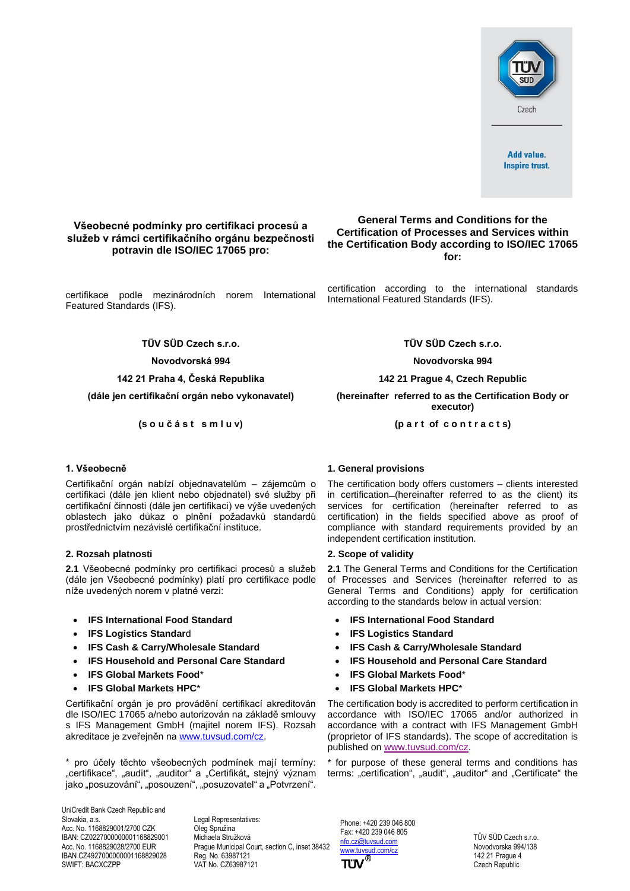Czech

**Add value. Inspire trust.**

## Všeobecné podmínky pro certifikaci procesů a služeb v rámci certifikačního orgánu bezpečnosti potravin dle ISO/IEC 17065 pro:

certifikace podle mezinárodních norem International Featured Standards (IFS).

**TÜV SÜD Czech s.r.o.**

**Novodvorská 994**

**142 21 Praha 4, Česká Republika**

**(dále jen certifikační orgán nebo vykonavatel)**

**(s o u č á s t s m l u v)**

### 1. Všeobecně

Certifikační orgán nabízí objednavatelům – zájemcům o certifikaci (dále jen klient nebo objednatel) své služby při certifikační činnosti (dále jen certifikaci) ve výše uvedených oblastech jako důkaz o plnění požadavků standardů prostřednictvím nezávislé certifikační instituce.

### 2. Rozsah platnosti

**2.1** Všeobecné podmínky pro certifikaci procesů a služeb (dále jen Všeobecné podmínky) platí pro certifikace podle níže uvedených norem v platné verzi:

- **IFS International Food Standard**
- **IFS Logistics Standar**d
- **IFS Cash & Carry/Wholesale Standard**
- **IFS Household and Personal Care Standard**
- **IFS Global Markets Food***
- **IFS Global Markets HPC***

Certifikační orgán je pro provádění certifikací akreditován dle ISO/IEC 17065 a/nebo autorizován na základě smlouvy s IFS Management GmbH (majitel norem IFS). Rozsah akreditace je zveřejněn na www.tuvsud.com/cz.

\* pro účely těchto všeobecných podmínek mají termíny: „certifikace", „audit", „auditor" a „Certifikát„ stejný význam jako „posuzování", „posouzení", „posuzovatel" a „Potvrzení".

## General Terms and Conditions for the Certification of Processes and Services within the Certification Body according to ISO/IEC 17065 for:

certification according to the international standards International Featured Standards (IFS).

**TÜV SÜD Czech s.r.o.**

**Novodvorska 994**

**142 21 Prague 4, Czech Republic**

**(hereinafter referred to as the Certification Body or executor)**

**(p a r t of c o n t r a c t s)**

### 1. General provisions

The certification body offers customers – clients interested in certification (hereinafter referred to as the client) its services for certification (hereinafter referred to as certification) in the fields specified above as proof of compliance with standard requirements provided by an independent certification institution.

### 2. Scope of validity

**2.1** The General Terms and Conditions for the Certification of Processes and Services (hereinafter referred to as General Terms and Conditions) apply for certification according to the standards below in actual version:

- **IFS International Food Standard**
- **IFS Logistics Standard**
- **IFS Cash & Carry/Wholesale Standard**
- **IFS Household and Personal Care Standard**
- **IFS Global Markets Food***
- **IFS Global Markets HPC***

The certification body is accredited to perform certification in accordance with ISO/IEC 17065 and/or authorized in accordance with a contract with IFS Management GmbH (proprietor of IFS standards). The scope of accreditation is published on www.tuvsud.com/cz.

\* for purpose of these general terms and conditions has terms: „certification", „audit", „auditor" and „Certificate" the

UniCredit Bank Czech Republic and Slovakia, a.s.
Acc. No. 1168829001/2700 CZK
IBAN: CZ0227000000001168829001
Acc. No. 1168829028/2700 EUR
IBAN CZ4927000000001168829028
SWIFT: BACXCZPP

Legal Representatives:
Oleg Spružina
Michaela Stružková
Prague Municipal Court, section C, inset 38432
Reg. No. 63987121
VAT No. CZ63987121

Phone: +420 239 046 800
Fax: +420 239 046 805
nfo.cz@tuvsud.com
www.tuvsud.com/cz

TÜV SÜD Czech s.r.o.
Novodvorska 994/138
142 21 Prague 4
Czech Republic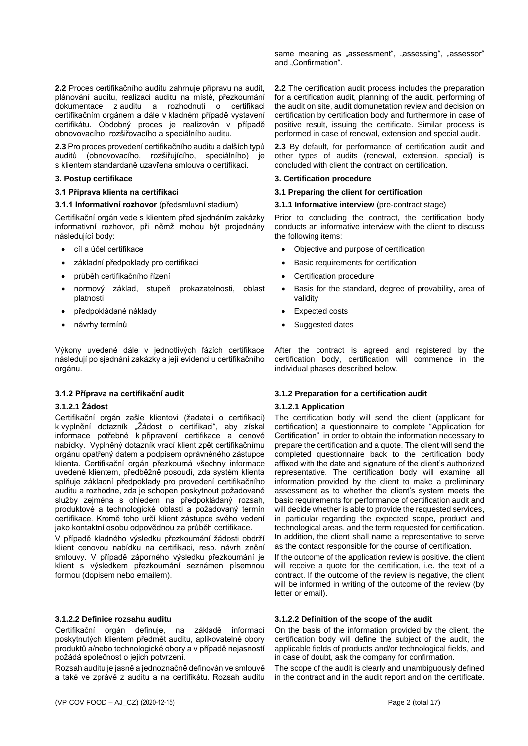same meaning as „assessment", „assessing", „assessor" and „Confirmation".

**2.2** Proces certifikačního auditu zahrnuje přípravu na audit, plánování auditu, realizaci auditu na místě, přezkoumání dokumentace z auditu a rozhodnutí o certifikaci certifikačním orgánem a dále v kladném případě vystavení certifikátu. Obdobný proces je realizován v případě obnovovacího, rozšiřovacího a speciálního auditu.

**2.2** The certification audit process includes the preparation for a certification audit, planning of the audit, performing of the audit on site, audit domunetation review and decision on certification by certification body and furthermore in case of positive result, issuing the certificate. Similar process is performed in case of renewal, extension and special audit.

**2.3** Pro proces provedení certifikačního auditu a dalších typů auditů (obnovovacího, rozšiřujícího, speciálního) je s klientem standardaně uzavřena smlouva o certifikaci.

**2.3** By default, for performance of certification audit and other types of audits (renewal, extension, special) is concluded with client the contract on certification.

## 3. Postup certifikace

## 3. Certification procedure

### 3.1 Příprava klienta na certifikaci

### 3.1 Preparing the client for certification

**3.1.1 Informativní rozhovor** (předsmluvní stadium)

Certifikační orgán vede s klientem před sjednáním zakázky informativní rozhovor, při němž mohou být projednány následující body:

- cíl a účel certifikace
- základní předpoklady pro certifikaci
- průběh certifikačního řízení
- normový základ, stupeň prokazatelnosti, oblast platnosti
- předpokládané náklady
- návrhy termínů

Výkony uvedené dále v jednotlivých fázích certifikace následují po sjednání zakázky a její evidenci u certifikačního orgánu.

**3.1.1 Informative interview** (pre-contract stage)

Prior to concluding the contract, the certification body conducts an informative interview with the client to discuss the following items:

- Objective and purpose of certification
- Basic requirements for certification
- Certification procedure
- Basis for the standard, degree of provability, area of validity
- Expected costs
- Suggested dates

After the contract is agreed and registered by the certification body, certification will commence in the individual phases described below.

### 3.1.2 Příprava na certifikační audit

#### 3.1.2.1 Žádost

Certifikační orgán zašle klientovi (žadateli o certifikaci) k vyplnění dotazník „Žádost o certifikaci", aby získal informace potřebné k připravení certifikace a cenové nabídky. Vyplněný dotazník vrací klient zpět certifikačnímu orgánu opatřený datem a podpisem oprávněného zástupce klienta. Certifikační orgán přezkoumá všechny informace uvedené klientem, předběžně posoudí, zda systém klienta splňuje základní předpoklady pro provedení certifikačního auditu a rozhodne, zda je schopen poskytnout požadované služby zejména s ohledem na předpokládaný rozsah, produktové a technologické oblasti a požadovaný termín certifikace. Kromě toho určí klient zástupce svého vedení jako kontaktní osobu odpovědnou za průběh certifikace.

V případě kladného výsledku přezkoumání žádosti obdrží klient cenovou nabídku na certifikaci, resp. návrh znění smlouvy. V případě záporného výsledku přezkoumání je klient s výsledkem přezkoumání seznámen písemnou formou (dopisem nebo emailem).

### 3.1.2 Preparation for a certification audit

#### 3.1.2.1 Application

The certification body will send the client (applicant for certification) a questionnaire to complete "Application for Certification" in order to obtain the information necessary to prepare the certification and a quote. The client will send the completed questionnaire back to the certification body affixed with the date and signature of the client's authorized representative. The certification body will examine all information provided by the client to make a preliminary assessment as to whether the client's system meets the basic requirements for performance of certification audit and will decide whether is able to provide the requested services, in particular regarding the expected scope, product and technological areas, and the term requested for certification. In addition, the client shall name a representative to serve as the contact responsible for the course of certification.

If the outcome of the application review is positive, the client will receive a quote for the certification, i.e. the text of a contract. If the outcome of the review is negative, the client will be informed in writing of the outcome of the review (by letter or email).

#### 3.1.2.2 Definice rozsahu auditu

Certifikační orgán definuje, na základě informací poskytnutých klientem předmět auditu, aplikovatelné obory produktů a/nebo technologické obory a v případě nejasností požádá společnost o jejich potvrzení.

Rozsah auditu je jasně a jednoznačně definován ve smlouvě a také ve zprávě z auditu a na certifikátu. Rozsah auditu

#### 3.1.2.2 Definition of the scope of the audit

On the basis of the information provided by the client, the certification body will define the subject of the audit, the applicable fields of products and/or technological fields, and in case of doubt, ask the company for confirmation.

The scope of the audit is clearly and unambiguously defined in the contract and in the audit report and on the certificate.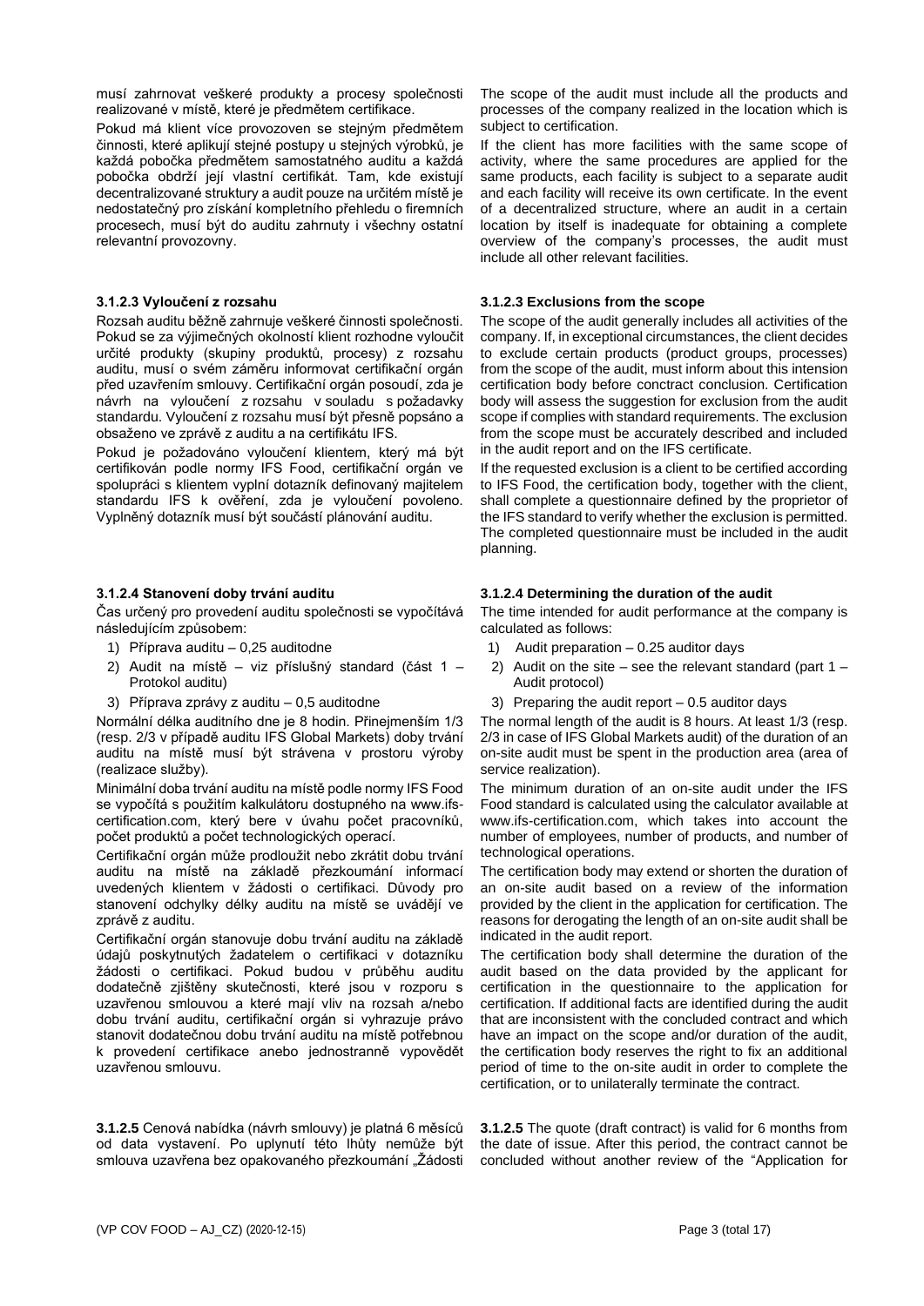musí zahrnovat veškeré produkty a procesy společnosti realizované v místě, které je předmětem certifikace.

Pokud má klient více provozoven se stejným předmětem činnosti, které aplikují stejné postupy u stejných výrobků, je každá pobočka předmětem samostatného auditu a každá pobočka obdrží její vlastní certifikát. Tam, kde existují decentralizované struktury a audit pouze na určitém místě je nedostatečný pro získání kompletního přehledu o firemních procesech, musí být do auditu zahrnuty i všechny ostatní relevantní provozovny.

### 3.1.2.3 Vyloučení z rozsahu

Rozsah auditu běžně zahrnuje veškeré činnosti společnosti. Pokud se za výjimečných okolností klient rozhodne vyloučit určité produkty (skupiny produktů, procesy) z rozsahu auditu, musí o svém záměru informovat certifikační orgán před uzavřením smlouvy. Certifikační orgán posoudí, zda je návrh na vyloučení z rozsahu v souladu s požadavky standardu. Vyloučení z rozsahu musí být přesně popsáno a obsaženo ve zprávě z auditu a na certifikátu IFS.

Pokud je požadováno vyloučení klientem, který má být certifikován podle normy IFS Food, certifikační orgán ve spolupráci s klientem vyplní dotazník definovaný majitelem standardu IFS k ověření, zda je vyloučení povoleno. Vyplněný dotazník musí být součástí plánování auditu.

### 3.1.2.4 Stanovení doby trvání auditu

Čas určený pro provedení auditu společnosti se vypočítává následujícím způsobem:

1) Příprava auditu – 0,25 auditodne
2) Audit na místě – viz příslušný standard (část 1 – Protokol auditu)
3) Příprava zprávy z auditu – 0,5 auditodne

Normální délka auditního dne je 8 hodin. Přinejmenším 1/3 (resp. 2/3 v případě auditu IFS Global Markets) doby trvání auditu na místě musí být strávena v prostoru výroby (realizace služby).

Minimální doba trvání auditu na místě podle normy IFS Food se vypočítá s použitím kalkulátoru dostupného na www.ifs-certification.com, který bere v úvahu počet pracovníků, počet produktů a počet technologických operací.

Certifikační orgán může prodloužit nebo zkrátit dobu trvání auditu na místě na základě přezkoumání informací uvedených klientem v žádosti o certifikaci. Důvody pro stanovení odchylky délky auditu na místě se uvádějí ve zprávě z auditu.

Certifikační orgán stanovuje dobu trvání auditu na základě údajů poskytnutých žadatelem o certifikaci v dotazníku žádosti o certifikaci. Pokud budou v průběhu auditu dodatečně zjištěny skutečnosti, které jsou v rozporu s uzavřenou smlouvou a které mají vliv na rozsah a/nebo dobu trvání auditu, certifikační orgán si vyhrazuje právo stanovit dodatečnou dobu trvání auditu na místě potřebnou k provedení certifikace anebo jednostranně vypovědět uzavřenou smlouvu.

**3.1.2.5** Cenová nabídka (návrh smlouvy) je platná 6 měsíců od data vystavení. Po uplynutí této lhůty nemůže být smlouva uzavřena bez opakovaného přezkoumání „Žádosti

---

The scope of the audit must include all the products and processes of the company realized in the location which is subject to certification.

If the client has more facilities with the same scope of activity, where the same procedures are applied for the same products, each facility is subject to a separate audit and each facility will receive its own certificate. In the event of a decentralized structure, where an audit in a certain location by itself is inadequate for obtaining a complete overview of the company's processes, the audit must include all other relevant facilities.

### 3.1.2.3 Exclusions from the scope

The scope of the audit generally includes all activities of the company. If, in exceptional circumstances, the client decides to exclude certain products (product groups, processes) from the scope of the audit, must inform about this intension certification body before conctract conclusion. Certification body will assess the suggestion for exclusion from the audit scope if complies with standard requirements. The exclusion from the scope must be accurately described and included in the audit report and on the IFS certificate.

If the requested exclusion is a client to be certified according to IFS Food, the certification body, together with the client, shall complete a questionnaire defined by the proprietor of the IFS standard to verify whether the exclusion is permitted. The completed questionnaire must be included in the audit planning.

### 3.1.2.4 Determining the duration of the audit

The time intended for audit performance at the company is calculated as follows:

1) Audit preparation – 0.25 auditor days
2) Audit on the site – see the relevant standard (part 1 – Audit protocol)
3) Preparing the audit report – 0.5 auditor days

The normal length of the audit is 8 hours. At least 1/3 (resp. 2/3 in case of IFS Global Markets audit) of the duration of an on-site audit must be spent in the production area (area of service realization).

The minimum duration of an on-site audit under the IFS Food standard is calculated using the calculator available at www.ifs-certification.com, which takes into account the number of employees, number of products, and number of technological operations.

The certification body may extend or shorten the duration of an on-site audit based on a review of the information provided by the client in the application for certification. The reasons for derogating the length of an on-site audit shall be indicated in the audit report.

The certification body shall determine the duration of the audit based on the data provided by the applicant for certification in the questionnaire to the application for certification. If additional facts are identified during the audit that are inconsistent with the concluded contract and which have an impact on the scope and/or duration of the audit, the certification body reserves the right to fix an additional period of time to the on-site audit in order to complete the certification, or to unilaterally terminate the contract.

**3.1.2.5** The quote (draft contract) is valid for 6 months from the date of issue. After this period, the contract cannot be concluded without another review of the "Application for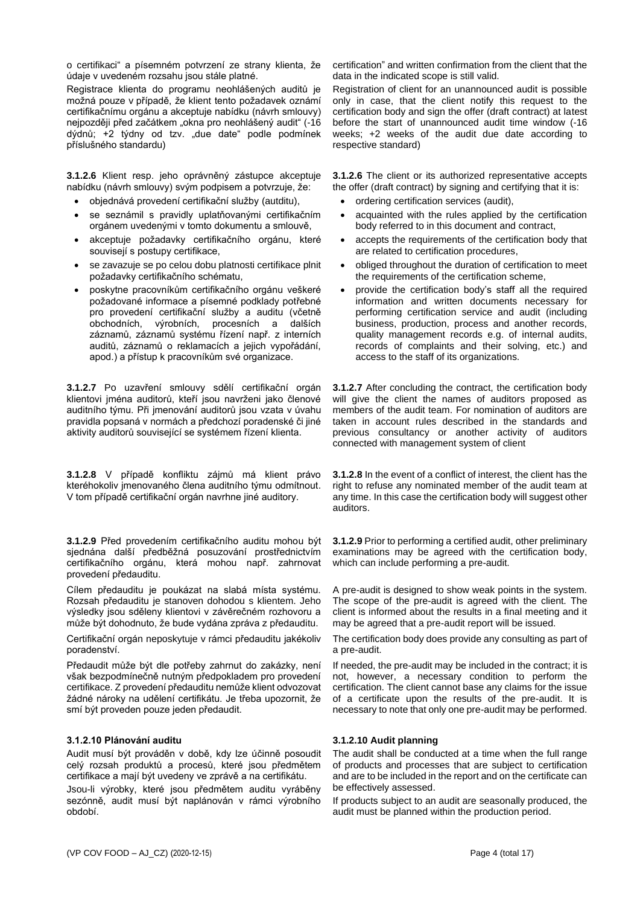o certifikaci“ a písemném potvrzení ze strany klienta, že údaje v uvedeném rozsahu jsou stále platné.

Registrace klienta do programu neohlášených auditů je možná pouze v případě, že klient tento požadavek oznámí certifikačnímu orgánu a akceptuje nabídku (návrh smlouvy) nejpozději před začátkem „okna pro neohlášený audit“ (-16 dýdnů; +2 týdny od tzv. „due date“ podle podmínek příslušného standardu)

**3.1.2.6** Klient resp. jeho oprávněný zástupce akceptuje nabídku (návrh smlouvy) svým podpisem a potvrzuje, že:

- objednává provedení certifikační služby (autditu),
- se seznámil s pravidly uplatňovanými certifikačním orgánem uvedenými v tomto dokumentu a smlouvě,
- akceptuje požadavky certifikačního orgánu, které souvisejí s postupy certifikace,
- se zavazuje se po celou dobu platnosti certifikace plnit požadavky certifikačního schématu,
- poskytne pracovníkům certifikačního orgánu veškeré požadované informace a písemné podklady potřebné pro provedení certifikační služby a auditu (včetně obchodních, výrobních, procesních a dalších záznamů, záznamů systému řízení např. z interních auditů, záznamů o reklamacích a jejich vypořádání, apod.) a přístup k pracovníkům své organizace.

**3.1.2.7** Po uzavření smlouvy sdělí certifikační orgán klientovi jména auditorů, kteří jsou navrženi jako členové auditního týmu. Při jmenování auditorů jsou vzata v úvahu pravidla popsaná v normách a předchozí poradenské či jiné aktivity auditorů související se systémem řízení klienta.

**3.1.2.8** V případě konfliktu zájmů má klient právo kteréhokoliv jmenovaného člena auditního týmu odmítnout. V tom případě certifikační orgán navrhne jiné auditory.

**3.1.2.9** Před provedením certifikačního auditu mohou být sjednána další předběžná posuzování prostřednictvím certifikačního orgánu, která mohou např. zahrnovat provedení předauditu.

Cílem předauditu je poukázat na slabá místa systému. Rozsah předauditu je stanoven dohodou s klientem. Jeho výsledky jsou sděleny klientovi v závěrečném rozhovoru a může být dohodnuto, že bude vydána zpráva z předauditu.

Certifikační orgán neposkytuje v rámci předauditu jakékoliv poradenství.

Předaudit může být dle potřeby zahrnut do zakázky, není však bezpodmínečně nutným předpokladem pro provedení certifikace. Z provedení předauditu nemůže klient odvozovat žádné nároky na udělení certifikátu. Je třeba upozornit, že smí být proveden pouze jeden předaudit.

**3.1.2.10 Plánování auditu**

Audit musí být prováděn v době, kdy lze účinně posoudit celý rozsah produktů a procesů, které jsou předmětem certifikace a mají být uvedeny ve zprávě a na certifikátu.

Jsou-li výrobky, které jsou předmětem auditu vyráběny sezónně, audit musí být naplánován v rámci výrobního období.

certification” and written confirmation from the client that the data in the indicated scope is still valid.

Registration of client for an unannounced audit is possible only in case, that the client notify this request to the certification body and sign the offer (draft contract) at latest before the start of unannounced audit time window (-16 weeks; +2 weeks of the audit due date according to respective standard)

**3.1.2.6** The client or its authorized representative accepts the offer (draft contract) by signing and certifying that it is:

- ordering certification services (audit),
- acquainted with the rules applied by the certification body referred to in this document and contract,
- accepts the requirements of the certification body that are related to certification procedures,
- obliged throughout the duration of certification to meet the requirements of the certification scheme,
- provide the certification body's staff all the required information and written documents necessary for performing certification service and audit (including business, production, process and another records, quality management records e.g. of internal audits, records of complaints and their solving, etc.) and access to the staff of its organizations.

**3.1.2.7** After concluding the contract, the certification body will give the client the names of auditors proposed as members of the audit team. For nomination of auditors are taken in account rules described in the standards and previous consultancy or another activity of auditors connected with management system of client

**3.1.2.8** In the event of a conflict of interest, the client has the right to refuse any nominated member of the audit team at any time. In this case the certification body will suggest other auditors.

**3.1.2.9** Prior to performing a certified audit, other preliminary examinations may be agreed with the certification body, which can include performing a pre-audit.

A pre-audit is designed to show weak points in the system. The scope of the pre-audit is agreed with the client. The client is informed about the results in a final meeting and it may be agreed that a pre-audit report will be issued.

The certification body does provide any consulting as part of a pre-audit.

If needed, the pre-audit may be included in the contract; it is not, however, a necessary condition to perform the certification. The client cannot base any claims for the issue of a certificate upon the results of the pre-audit. It is necessary to note that only one pre-audit may be performed.

**3.1.2.10 Audit planning**

The audit shall be conducted at a time when the full range of products and processes that are subject to certification and are to be included in the report and on the certificate can be effectively assessed.

If products subject to an audit are seasonally produced, the audit must be planned within the production period.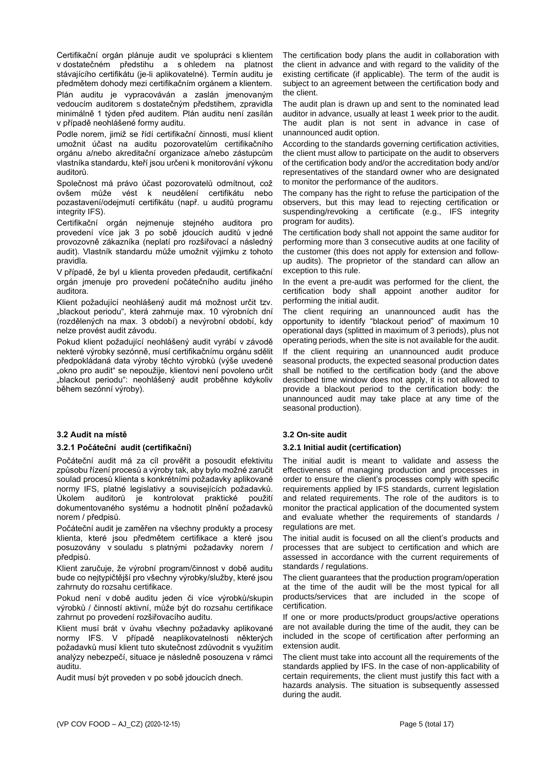Certifikační orgán plánuje audit ve spolupráci s klientem v dostatečném předstihu a s ohledem na platnost stávajícího certifikátu (je-li aplikovatelné). Termín auditu je předmětem dohody mezi certifikačním orgánem a klientem.

Plán auditu je vypracováván a zaslán jmenovaným vedoucím auditorem s dostatečným předstihem, zpravidla minimálně 1 týden před auditem. Plán auditu není zasílán v případě neohlášené formy auditu.

Podle norem, jimiž se řídí certifikační činnosti, musí klient umožnit účast na auditu pozorovatelům certifikačního orgánu a/nebo akreditační organizace a/nebo zástupcům vlastníka standardu, kteří jsou určeni k monitorování výkonu auditorů.

Společnost má právo účast pozorovatelů odmítnout, což ovšem může vést k neudělení certifikátu nebo pozastavení/odejmutí certifikátu (např. u auditů programu integrity IFS).

Certifikační orgán nejmenuje stejného auditora pro provedení více jak 3 po sobě jdoucích auditů v jedné provozovně zákazníka (neplatí pro rozšiřovací a následný audit). Vlastník standardu může umožnit výjimku z tohoto pravidla.

V případě, že byl u klienta proveden předaudit, certifikační orgán jmenuje pro provedení počátečního auditu jiného auditora.

Klient požadující neohlášený audit má možnost určit tzv. „blackout periodu", která zahrnuje max. 10 výrobních dní (rozdělených na max. 3 období) a nevýrobní období, kdy nelze provést audit závodu.

Pokud klient požadující neohlášený audit vyrábí v závodě nekteré výrobky sezónně, musí certifikačnímu orgánu sdělit předpokládaná data výroby těchto výrobků (výše uvedené „okno pro audit" se nepoužije, klientovi není povoleno určit „blackout periodu": neohlášený audit proběhne kdykoliv během sezónní výroby).

The certification body plans the audit in collaboration with the client in advance and with regard to the validity of the existing certificate (if applicable). The term of the audit is subject to an agreement between the certification body and the client.

The audit plan is drawn up and sent to the nominated lead auditor in advance, usually at least 1 week prior to the audit. The audit plan is not sent in advance in case of unannounced audit option.

According to the standards governing certification activities, the client must allow to participate on the audit to observers of the certification body and/or the accreditation body and/or representatives of the standard owner who are designated to monitor the performance of the auditors.

The company has the right to refuse the participation of the observers, but this may lead to rejecting certification or suspending/revoking a certificate (e.g., IFS integrity program for audits).

The certification body shall not appoint the same auditor for performing more than 3 consecutive audits at one facility of the customer (this does not apply for extension and follow-up audits). The proprietor of the standard can allow an exception to this rule.

In the event a pre-audit was performed for the client, the certification body shall appoint another auditor for performing the initial audit.

The client requiring an unannounced audit has the opportunity to identify "blackout period" of maximum 10 operational days (splitted in maximum of 3 periods), plus not operating periods, when the site is not available for the audit.

If the client requiring an unannounced audit produce seasonal products, the expected seasonal production dates shall be notified to the certification body (and the above described time window does not apply, it is not allowed to provide a blackout period to the certification body: the unannounced audit may take place at any time of the seasonal production).

## 3.2 Audit na místě

### 3.2.1 Počáteční audit (certifikační)

Počáteční audit má za cíl prověřit a posoudit efektivitu způsobu řízení procesů a výroby tak, aby bylo možné zaručit soulad procesů klienta s konkrétními požadavky aplikované normy IFS, platné legislativy a souvisejících požadavků. Úkolem auditorů je kontrolovat praktické použití dokumentovaného systému a hodnotit plnění požadavků norem / předpisů.

Počáteční audit je zaměřen na všechny produkty a procesy klienta, které jsou předmětem certifikace a které jsou posuzovány v souladu s platnými požadavky norem / předpisů.

Klient zaručuje, že výrobní program/činnost v době auditu bude co nejtypičtější pro všechny výrobky/služby, které jsou zahrnuty do rozsahu certifikace.

Pokud není v době auditu jeden či více výrobků/skupin výrobků / činností aktivní, může být do rozsahu certifikace zahrnut po provedení rozšiřovacího auditu.

Klient musí brát v úvahu všechny požadavky aplikované normy IFS. V případě neaplikovatelnosti některých požadavků musí klient tuto skutečnost zdůvodnit s využitím analýzy nebezpečí, situace je následně posouzena v rámci auditu.

Audit musí být proveden v po sobě jdoucích dnech.

## 3.2 On-site audit

### 3.2.1 Initial audit (certification)

The initial audit is meant to validate and assess the effectiveness of managing production and processes in order to ensure the client's processes comply with specific requirements applied by IFS standards, current legislation and related requirements. The role of the auditors is to monitor the practical application of the documented system and evaluate whether the requirements of standards / regulations are met.

The initial audit is focused on all the client's products and processes that are subject to certification and which are assessed in accordance with the current requirements of standards / regulations.

The client guarantees that the production program/operation at the time of the audit will be the most typical for all products/services that are included in the scope of certification.

If one or more products/product groups/active operations are not available during the time of the audit, they can be included in the scope of certification after performing an extension audit.

The client must take into account all the requirements of the standards applied by IFS. In the case of non-applicability of certain requirements, the client must justify this fact with a hazards analysis. The situation is subsequently assessed during the audit.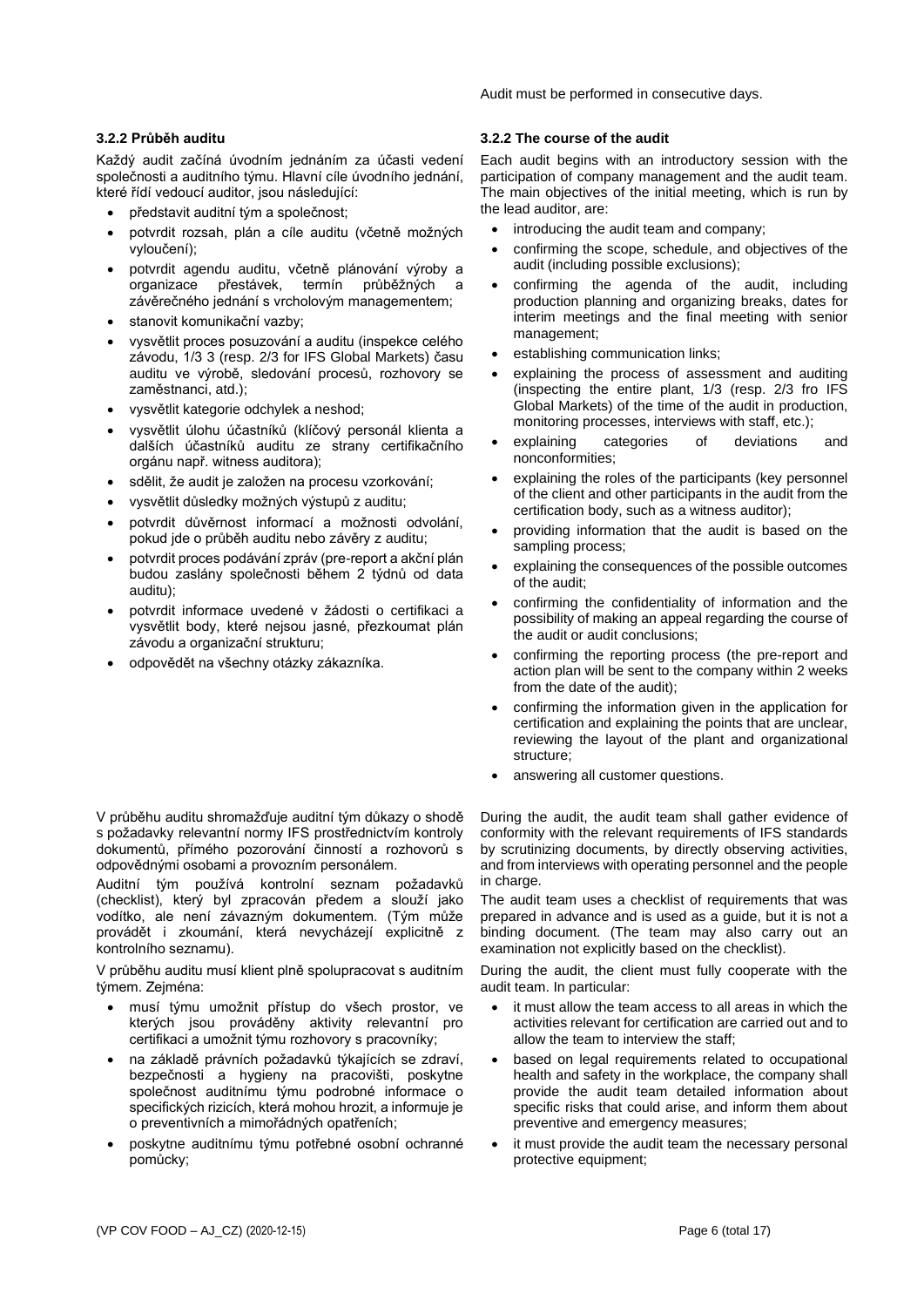Audit must be performed in consecutive days.

### 3.2.2 Průběh auditu

Každý audit začíná úvodním jednáním za účasti vedení společnosti a auditního týmu. Hlavní cíle úvodního jednání, které řídí vedoucí auditor, jsou následující:

- představit auditní tým a společnost;
- potvrdit rozsah, plán a cíle auditu (včetně možných vyloučení);
- potvrdit agendu auditu, včetně plánování výroby a organizace přestávek, termín průběžných a závěrečného jednání s vrcholovým managementem;
- stanovit komunikační vazby;
- vysvětlit proces posuzování a auditu (inspekce celého závodu, 1/3 3 (resp. 2/3 for IFS Global Markets) času auditu ve výrobě, sledování procesů, rozhovory se zaměstnanci, atd.);
- vysvětlit kategorie odchylek a neshod;
- vysvětlit úlohu účastníků (klíčový personál klienta a dalších účastníků auditu ze strany certifikačního orgánu např. witness auditora);
- sdělit, že audit je založen na procesu vzorkování;
- vysvětlit důsledky možných výstupů z auditu;
- potvrdit důvěrnost informací a možnosti odvolání, pokud jde o průběh auditu nebo závěry z auditu;
- potvrdit proces podávání zpráv (pre-report a akční plán budou zaslány společnosti během 2 týdnů od data auditu);
- potvrdit informace uvedené v žádosti o certifikaci a vysvětlit body, které nejsou jasné, přezkoumat plán závodu a organizační strukturu;
- odpovědět na všechny otázky zákazníka.

### 3.2.2 The course of the audit

Each audit begins with an introductory session with the participation of company management and the audit team. The main objectives of the initial meeting, which is run by the lead auditor, are:

- introducing the audit team and company;
- confirming the scope, schedule, and objectives of the audit (including possible exclusions);
- confirming the agenda of the audit, including production planning and organizing breaks, dates for interim meetings and the final meeting with senior management;
- establishing communication links;
- explaining the process of assessment and auditing (inspecting the entire plant, 1/3 (resp. 2/3 fro IFS Global Markets) of the time of the audit in production, monitoring processes, interviews with staff, etc.);
- explaining categories of deviations and nonconformities;
- explaining the roles of the participants (key personnel of the client and other participants in the audit from the certification body, such as a witness auditor);
- providing information that the audit is based on the sampling process;
- explaining the consequences of the possible outcomes of the audit;
- confirming the confidentiality of information and the possibility of making an appeal regarding the course of the audit or audit conclusions;
- confirming the reporting process (the pre-report and action plan will be sent to the company within 2 weeks from the date of the audit);
- confirming the information given in the application for certification and explaining the points that are unclear, reviewing the layout of the plant and organizational structure;
- answering all customer questions.

V průběhu auditu shromažďuje auditní tým důkazy o shodě s požadavky relevantní normy IFS prostřednictvím kontroly dokumentů, přímého pozorování činností a rozhovorů s odpovědnými osobami a provozním personálem.

Auditní tým používá kontrolní seznam požadavků (checklist), který byl zpracován předem a slouží jako vodítko, ale není závazným dokumentem. (Tým může provádět i zkoumání, která nevycházejí explicitně z kontrolního seznamu).

V průběhu auditu musí klient plně spolupracovat s auditním týmem. Zejména:

- musí týmu umožnit přístup do všech prostor, ve kterých jsou prováděny aktivity relevantní pro certifikaci a umožnit týmu rozhovory s pracovníky;
- na základě právních požadavků týkajících se zdraví, bezpečnosti a hygieny na pracovišti, poskytne společnost auditnímu týmu podrobné informace o specifických rizicích, která mohou hrozit, a informuje je o preventivních a mimořádných opatřeních;
- poskytne auditnímu týmu potřebné osobní ochranné pomůcky;

During the audit, the audit team shall gather evidence of conformity with the relevant requirements of IFS standards by scrutinizing documents, by directly observing activities, and from interviews with operating personnel and the people in charge.

The audit team uses a checklist of requirements that was prepared in advance and is used as a guide, but it is not a binding document. (The team may also carry out an examination not explicitly based on the checklist).

During the audit, the client must fully cooperate with the audit team. In particular:

- it must allow the team access to all areas in which the activities relevant for certification are carried out and to allow the team to interview the staff;
- based on legal requirements related to occupational health and safety in the workplace, the company shall provide the audit team detailed information about specific risks that could arise, and inform them about preventive and emergency measures;
- it must provide the audit team the necessary personal protective equipment;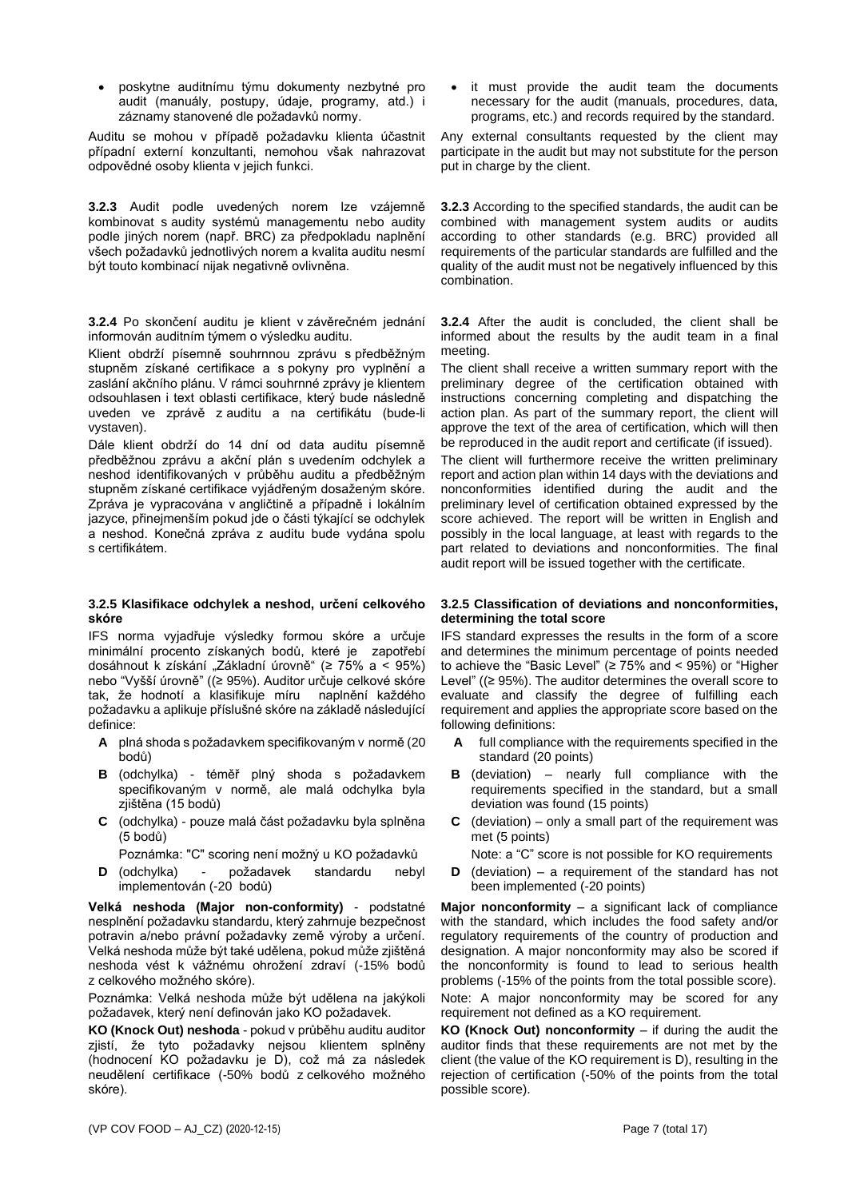- poskytne auditnímu týmu dokumenty nezbytné pro audit (manuály, postupy, údaje, programy, atd.) i záznamy stanovené dle požadavků normy.

Auditu se mohou v případě požadavku klienta účastnit případní externí konzultanti, nemohou však nahrazovat odpovědné osoby klienta v jejich funkci.

**3.2.3** Audit podle uvedených norem lze vzájemně kombinovat s audity systémů managementu nebo audity podle jiných norem (např. BRC) za předpokladu naplnění všech požadavků jednotlivých norem a kvalita auditu nesmí být touto kombinací nijak negativně ovlivněna.

**3.2.4** Po skončení auditu je klient v závěrečném jednání informován auditním týmem o výsledku auditu.

Klient obdrží písemně souhrnnou zprávu s předběžným stupněm získané certifikace a s pokyny pro vyplnění a zaslání akčního plánu. V rámci souhrnné zprávy je klientem odsouhlasen i text oblasti certifikace, který bude následně uveden ve zprávě z auditu a na certifikátu (bude-li vystaven).

Dále klient obdrží do 14 dní od data auditu písemně předběžnou zprávu a akční plán s uvedením odchylek a neshod identifikovaných v průběhu auditu a předběžným stupněm získané certifikace vyjádřeným dosaženým skóre. Zpráva je vypracována v angličtině a případně i lokálním jazyce, přinejmenším pokud jde o části týkající se odchylek a neshod. Konečná zpráva z auditu bude vydána spolu s certifikátem.

**3.2.5 Klasifikace odchylek a neshod, určení celkového skóre**

IFS norma vyjadřuje výsledky formou skóre a určuje minimální procento získaných bodů, které je zapotřebí dosáhnout k získání „Základní úrovně" (≥ 75% a < 95%) nebo "Vyšší úrovně" ((≥ 95%). Auditor určuje celkové skóre tak, že hodnotí a klasifikuje míru naplnění každého požadavku a aplikuje příslušné skóre na základě následující definice:

- **A** plná shoda s požadavkem specifikovaným v normě (20 bodů)
- **B** (odchylka) - téměř plný shoda s požadavkem specifikovaným v normě, ale malá odchylka byla zjištěna (15 bodů)
- **C** (odchylka) - pouze malá část požadavku byla splněna (5 bodů)

  Poznámka: "C" scoring není možný u KO požadavků
- **D** (odchylka) - požadavek standardu nebyl implementován (-20 bodů)

**Velká neshoda (Major non-conformity)** - podstatné nesplnění požadavku standardu, který zahrnuje bezpečnost potravin a/nebo právní požadavky země výroby a určení. Velká neshoda může být také udělena, pokud může zjištěná neshoda vést k vážnému ohrožení zdraví (-15% bodů z celkového možného skóre).

Poznámka: Velká neshoda může být udělena na jakýkoli požadavek, který není definován jako KO požadavek.

**KO (Knock Out) neshoda** - pokud v průběhu auditu auditor zjistí, že tyto požadavky nejsou klientem splněny (hodnocení KO požadavku je D), což má za následek neudělení certifikace (-50% bodů z celkového možného skóre).

- it must provide the audit team the documents necessary for the audit (manuals, procedures, data, programs, etc.) and records required by the standard.

Any external consultants requested by the client may participate in the audit but may not substitute for the person put in charge by the client.

**3.2.3** According to the specified standards, the audit can be combined with management system audits or audits according to other standards (e.g. BRC) provided all requirements of the particular standards are fulfilled and the quality of the audit must not be negatively influenced by this combination.

**3.2.4** After the audit is concluded, the client shall be informed about the results by the audit team in a final meeting.

The client shall receive a written summary report with the preliminary degree of the certification obtained with instructions concerning completing and dispatching the action plan. As part of the summary report, the client will approve the text of the area of certification, which will then be reproduced in the audit report and certificate (if issued).

The client will furthermore receive the written preliminary report and action plan within 14 days with the deviations and nonconformities identified during the audit and the preliminary level of certification obtained expressed by the score achieved. The report will be written in English and possibly in the local language, at least with regards to the part related to deviations and nonconformities. The final audit report will be issued together with the certificate.

**3.2.5 Classification of deviations and nonconformities, determining the total score**

IFS standard expresses the results in the form of a score and determines the minimum percentage of points needed to achieve the "Basic Level" (≥ 75% and < 95%) or "Higher Level" ((≥ 95%). The auditor determines the overall score to evaluate and classify the degree of fulfilling each requirement and applies the appropriate score based on the following definitions:

- **A** full compliance with the requirements specified in the standard (20 points)
- **B** (deviation) – nearly full compliance with the requirements specified in the standard, but a small deviation was found (15 points)
- **C** (deviation) – only a small part of the requirement was met (5 points)

  Note: a "C" score is not possible for KO requirements
- **D** (deviation) – a requirement of the standard has not been implemented (-20 points)

**Major nonconformity** – a significant lack of compliance with the standard, which includes the food safety and/or regulatory requirements of the country of production and designation. A major nonconformity may also be scored if the nonconformity is found to lead to serious health problems (-15% of the points from the total possible score).

Note: A major nonconformity may be scored for any requirement not defined as a KO requirement.

**KO (Knock Out) nonconformity** – if during the audit the auditor finds that these requirements are not met by the client (the value of the KO requirement is D), resulting in the rejection of certification (-50% of the points from the total possible score).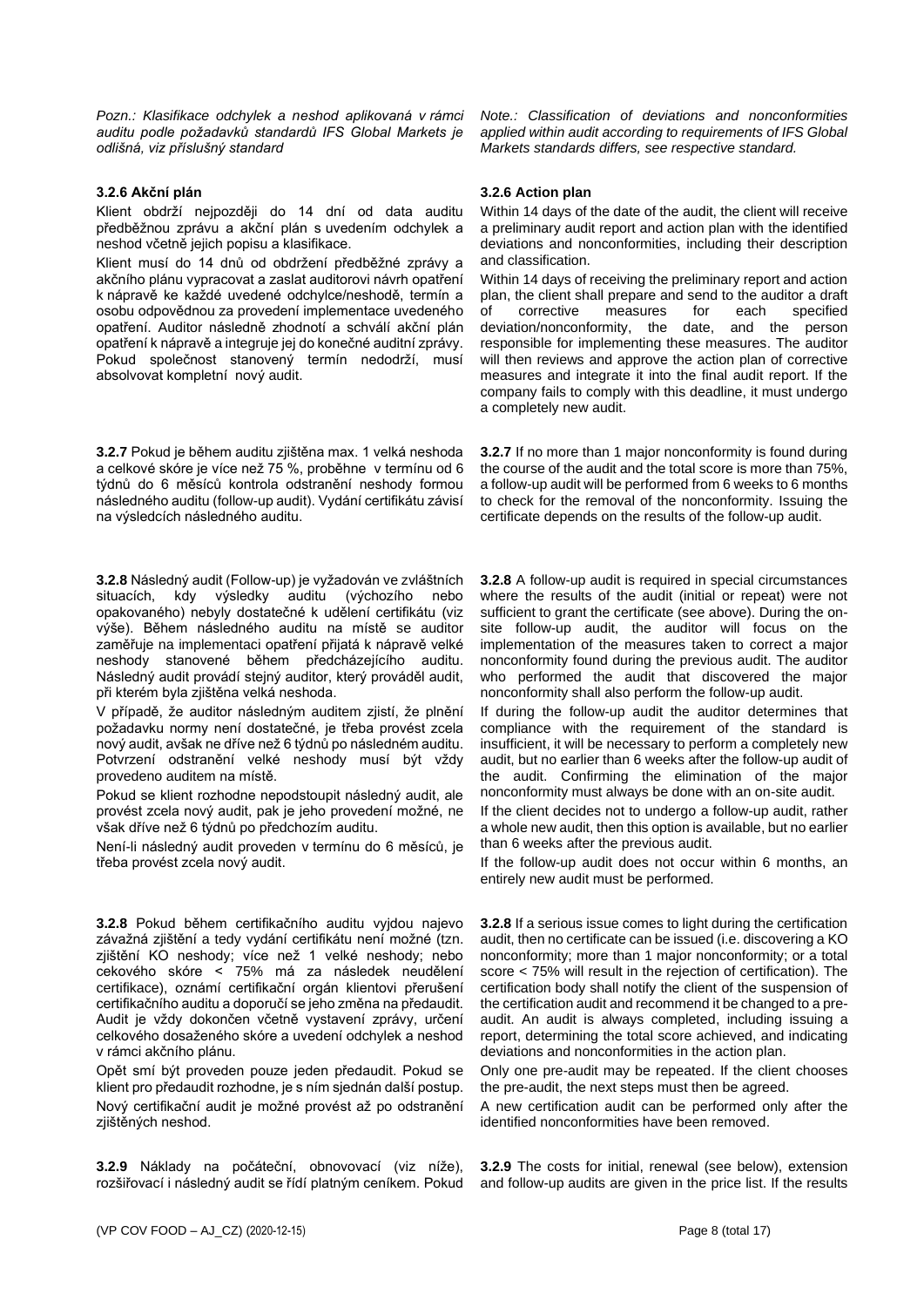*Pozn.: Klasifikace odchylek a neshod aplikovaná v rámci auditu podle požadavků standardů IFS Global Markets je odlišná, viz příslušný standard*

*Note.: Classification of deviations and nonconformities applied within audit according to requirements of IFS Global Markets standards differs, see respective standard.*

**3.2.6 Akční plán**

Klient obdrží nejpozději do 14 dní od data auditu předběžnou zprávu a akční plán s uvedením odchylek a neshod včetně jejich popisu a klasifikace.

Klient musí do 14 dnů od obdržení předběžné zprávy a akčního plánu vypracovat a zaslat auditorovi návrh opatření k nápravě ke každé uvedené odchylce/neshodě, termín a osobu odpovědnou za provedení implementace uvedeného opatření. Auditor následně zhodnotí a schválí akční plán opatření k nápravě a integruje jej do konečné auditní zprávy. Pokud společnost stanovený termín nedodrží, musí absolvovat kompletní nový audit.

**3.2.6 Action plan**

Within 14 days of the date of the audit, the client will receive a preliminary audit report and action plan with the identified deviations and nonconformities, including their description and classification.

Within 14 days of receiving the preliminary report and action plan, the client shall prepare and send to the auditor a draft of corrective measures for each specified deviation/nonconformity, the date, and the person responsible for implementing these measures. The auditor will then reviews and approve the action plan of corrective measures and integrate it into the final audit report. If the company fails to comply with this deadline, it must undergo a completely new audit.

**3.2.7** Pokud je během auditu zjištěna max. 1 velká neshoda a celkové skóre je více než 75 %, proběhne v termínu od 6 týdnů do 6 měsíců kontrola odstranění neshody formou následného auditu (follow-up audit). Vydání certifikátu závisí na výsledcích následného auditu.

**3.2.7** If no more than 1 major nonconformity is found during the course of the audit and the total score is more than 75%, a follow-up audit will be performed from 6 weeks to 6 months to check for the removal of the nonconformity. Issuing the certificate depends on the results of the follow-up audit.

**3.2.8** Následný audit (Follow-up) je vyžadován ve zvláštních situacích, kdy výsledky auditu (výchozího nebo opakovaného) nebyly dostatečné k udělení certifikátu (viz výše). Během následného auditu na místě se auditor zaměřuje na implementaci opatření přijatá k nápravě velké neshody stanovené během předcházejícího auditu. Následný audit provádí stejný auditor, který prováděl audit, při kterém byla zjištěna velká neshoda.

V případě, že auditor následným auditem zjistí, že plnění požadavku normy není dostatečné, je třeba provést zcela nový audit, avšak ne dříve než 6 týdnů po následném auditu. Potvrzení odstranění velké neshody musí být vždy provedeno auditem na místě.

Pokud se klient rozhodne nepodstoupit následný audit, ale provést zcela nový audit, pak je jeho provedení možné, ne však dříve než 6 týdnů po předchozím auditu.

Není-li následný audit proveden v termínu do 6 měsíců, je třeba provést zcela nový audit.

**3.2.8** A follow-up audit is required in special circumstances where the results of the audit (initial or repeat) were not sufficient to grant the certificate (see above). During the on-site follow-up audit, the auditor will focus on the implementation of the measures taken to correct a major nonconformity found during the previous audit. The auditor who performed the audit that discovered the major nonconformity shall also perform the follow-up audit.

If during the follow-up audit the auditor determines that compliance with the requirement of the standard is insufficient, it will be necessary to perform a completely new audit, but no earlier than 6 weeks after the follow-up audit of the audit. Confirming the elimination of the major nonconformity must always be done with an on-site audit.

If the client decides not to undergo a follow-up audit, rather a whole new audit, then this option is available, but no earlier than 6 weeks after the previous audit.

If the follow-up audit does not occur within 6 months, an entirely new audit must be performed.

**3.2.8** Pokud během certifikačního auditu vyjdou najevo závažná zjištění a tedy vydání certifikátu není možné (tzn. zjištění KO neshody; více než 1 velké neshody; nebo cekového skóre < 75% má za následek neudělení certifikace), oznámí certifikační orgán klientovi přerušení certifikačního auditu a doporučí se jeho změna na předaudit. Audit je vždy dokončen včetně vystavení zprávy, určení celkového dosaženého skóre a uvedení odchylek a neshod v rámci akčního plánu.

Opět smí být proveden pouze jeden předaudit. Pokud se klient pro předaudit rozhodne, je s ním sjednán další postup.

Nový certifikační audit je možné provést až po odstranění zjištěných neshod.

**3.2.8** If a serious issue comes to light during the certification audit, then no certificate can be issued (i.e. discovering a KO nonconformity; more than 1 major nonconformity; or a total score < 75% will result in the rejection of certification). The certification body shall notify the client of the suspension of the certification audit and recommend it be changed to a pre-audit. An audit is always completed, including issuing a report, determining the total score achieved, and indicating deviations and nonconformities in the action plan.

Only one pre-audit may be repeated. If the client chooses the pre-audit, the next steps must then be agreed.

A new certification audit can be performed only after the identified nonconformities have been removed.

**3.2.9** Náklady na počáteční, obnovovací (viz níže), rozšiřovací i následný audit se řídí platným ceníkem. Pokud

**3.2.9** The costs for initial, renewal (see below), extension and follow-up audits are given in the price list. If the results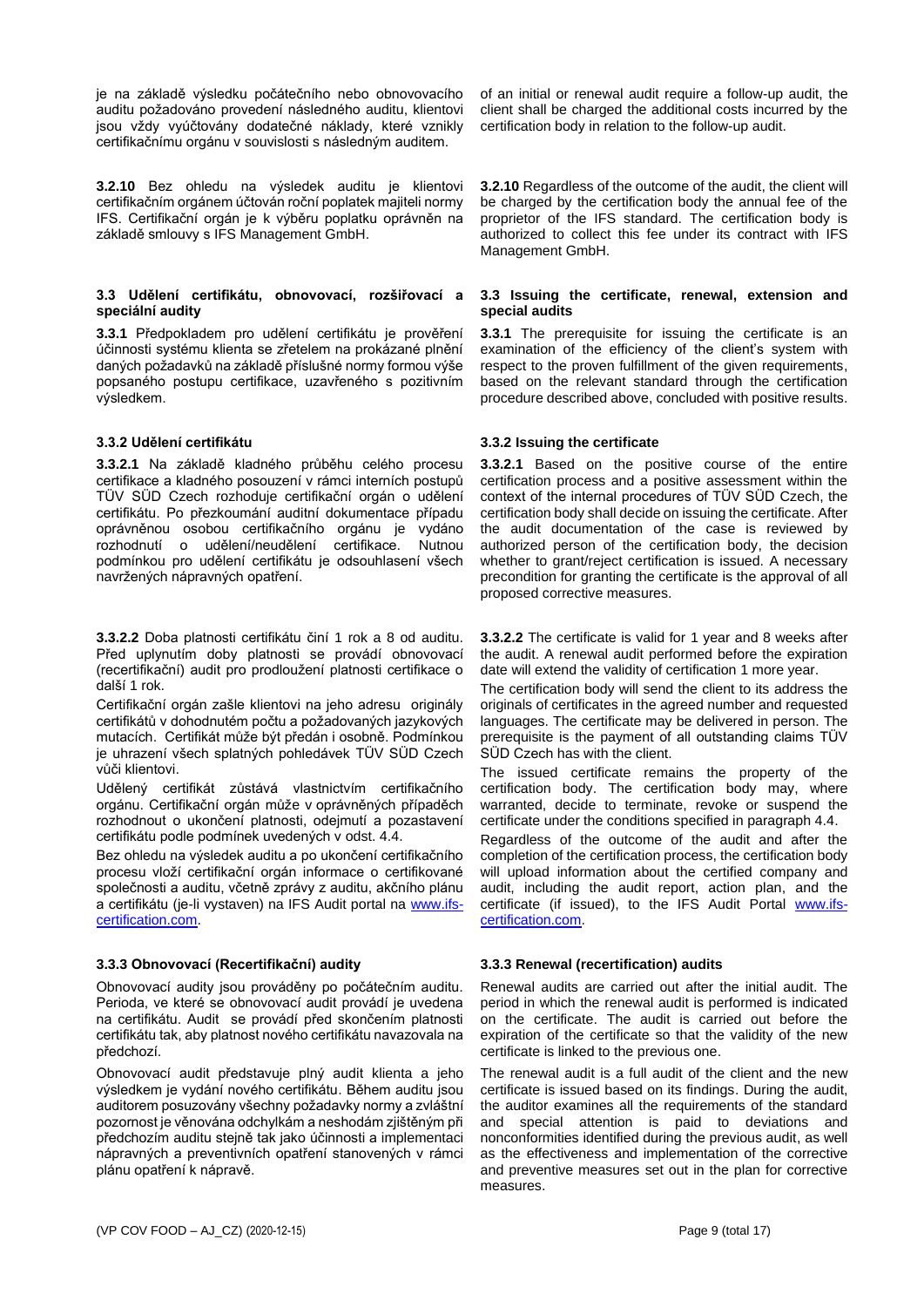je na základě výsledku počátečního nebo obnovovacího auditu požadováno provedení následného auditu, klientovi jsou vždy vyúčtovány dodatečné náklady, které vznikly certifikačnímu orgánu v souvislosti s následným auditem.

of an initial or renewal audit require a follow-up audit, the client shall be charged the additional costs incurred by the certification body in relation to the follow-up audit.

**3.2.10** Bez ohledu na výsledek auditu je klientovi certifikačním orgánem účtován roční poplatek majiteli normy IFS. Certifikační orgán je k výběru poplatku oprávněn na základě smlouvy s IFS Management GmbH.

**3.2.10** Regardless of the outcome of the audit, the client will be charged by the certification body the annual fee of the proprietor of the IFS standard. The certification body is authorized to collect this fee under its contract with IFS Management GmbH.

### 3.3 Udělení certifikátu, obnovovací, rozšiřovací a speciální audity

### 3.3 Issuing the certificate, renewal, extension and special audits

**3.3.1** Předpokladem pro udělení certifikátu je prověření účinnosti systému klienta se zřetelem na prokázané plnění daných požadavků na základě příslušné normy formou výše popsaného postupu certifikace, uzavřeného s pozitivním výsledkem.

**3.3.1** The prerequisite for issuing the certificate is an examination of the efficiency of the client's system with respect to the proven fulfillment of the given requirements, based on the relevant standard through the certification procedure described above, concluded with positive results.

#### 3.3.2 Udělení certifikátu

#### 3.3.2 Issuing the certificate

**3.3.2.1** Na základě kladného průběhu celého procesu certifikace a kladného posouzení v rámci interních postupů TÜV SÜD Czech rozhoduje certifikační orgán o udělení certifikátu. Po přezkoumání auditní dokumentace případu oprávněnou osobou certifikačního orgánu je vydáno rozhodnutí o udělení/neudělení certifikace. Nutnou podmínkou pro udělení certifikátu je odsouhlasení všech navržených nápravných opatření.

**3.3.2.1** Based on the positive course of the entire certification process and a positive assessment within the context of the internal procedures of TÜV SÜD Czech, the certification body shall decide on issuing the certificate. After the audit documentation of the case is reviewed by authorized person of the certification body, the decision whether to grant/reject certification is issued. A necessary precondition for granting the certificate is the approval of all proposed corrective measures.

**3.3.2.2** Doba platnosti certifikátu činí 1 rok a 8 od auditu. Před uplynutím doby platnosti se provádí obnovovací (recertifikační) audit pro prodloužení platnosti certifikace o další 1 rok.

Certifikační orgán zašle klientovi na jeho adresu originály certifikátů v dohodnutém počtu a požadovaných jazykových mutacích. Certifikát může být předán i osobně. Podmínkou je uhrazení všech splatných pohledávek TÜV SÜD Czech vůči klientovi.

Udělený certifikát zůstává vlastnictvím certifikačního orgánu. Certifikační orgán může v oprávněných případech rozhodnout o ukončení platnosti, odejmutí a pozastavení certifikátu podle podmínek uvedených v odst. 4.4.

Bez ohledu na výsledek auditu a po ukončení certifikačního procesu vloží certifikační orgán informace o certifikované společnosti a auditu, včetně zprávy z auditu, akčního plánu a certifikátu (je-li vystaven) na IFS Audit portal na [www.ifs-certification.com](www.ifs-certification.com).

**3.3.2.2** The certificate is valid for 1 year and 8 weeks after the audit. A renewal audit performed before the expiration date will extend the validity of certification 1 more year.

The certification body will send the client to its address the originals of certificates in the agreed number and requested languages. The certificate may be delivered in person. The prerequisite is the payment of all outstanding claims TÜV SÜD Czech has with the client.

The issued certificate remains the property of the certification body. The certification body may, where warranted, decide to terminate, revoke or suspend the certificate under the conditions specified in paragraph 4.4.

Regardless of the outcome of the audit and after the completion of the certification process, the certification body will upload information about the certified company and audit, including the audit report, action plan, and the certificate (if issued), to the IFS Audit Portal [www.ifs-certification.com](www.ifs-certification.com).

#### 3.3.3 Obnovovací (Recertifikační) audity

#### 3.3.3 Renewal (recertification) audits

Obnovovací audity jsou prováděny po počátečním auditu. Perioda, ve které se obnovovací audit provádí je uvedena na certifikátu. Audit se provádí před skončením platnosti certifikátu tak, aby platnost nového certifikátu navazovala na předchozí.

Renewal audits are carried out after the initial audit. The period in which the renewal audit is performed is indicated on the certificate. The audit is carried out before the expiration of the certificate so that the validity of the new certificate is linked to the previous one.

Obnovovací audit představuje plný audit klienta a jeho výsledkem je vydání nového certifikátu. Během auditu jsou auditorem posuzovány všechny požadavky normy a zvláštní pozornost je věnována odchylkám a neshodám zjištěným při předchozím auditu stejně tak jako účinnosti a implementaci nápravných a preventivních opatření stanovených v rámci plánu opatření k nápravě.

The renewal audit is a full audit of the client and the new certificate is issued based on its findings. During the audit, the auditor examines all the requirements of the standard and special attention is paid to deviations and nonconformities identified during the previous audit, as well as the effectiveness and implementation of the corrective and preventive measures set out in the plan for corrective measures.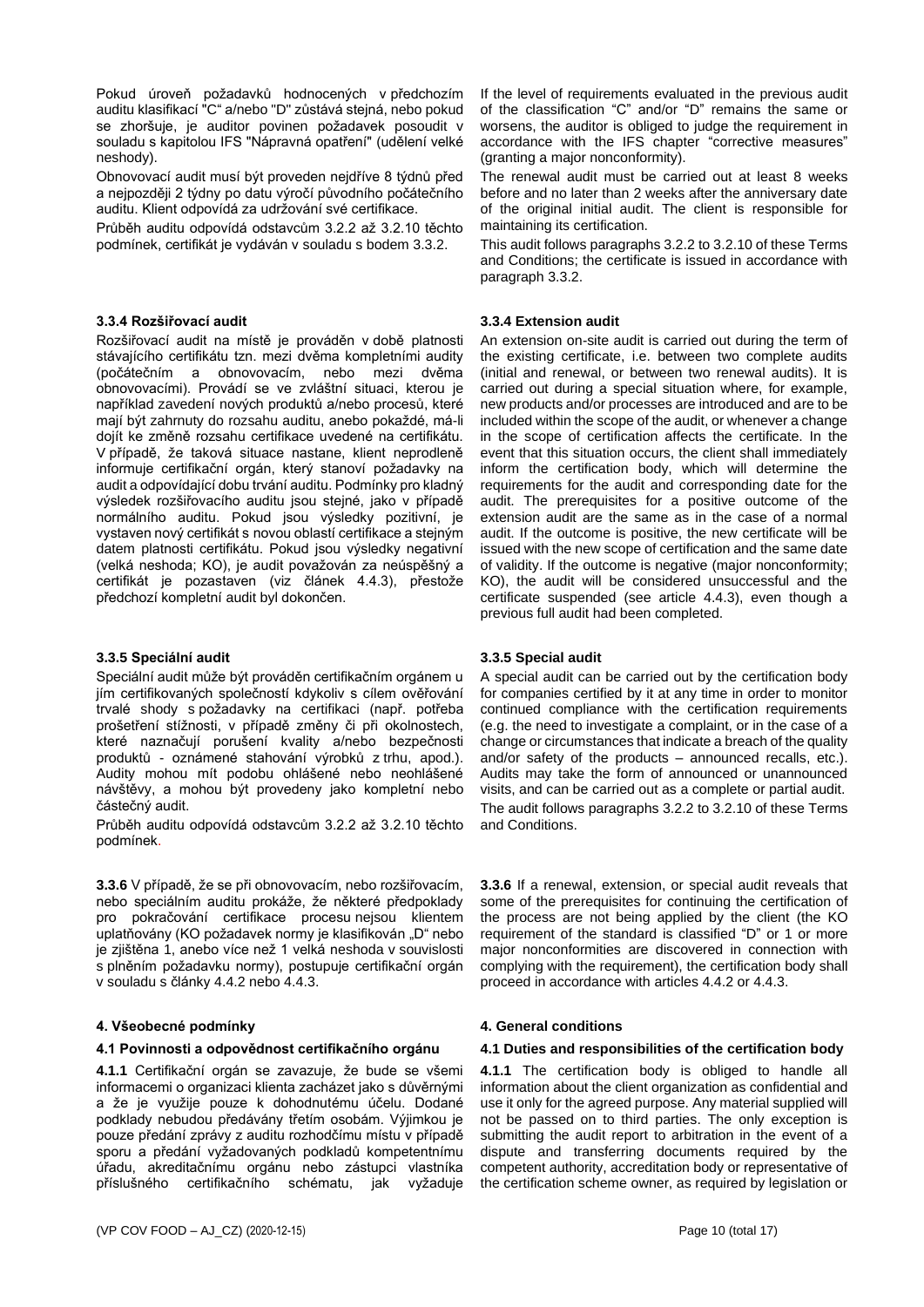Pokud úroveň požadavků hodnocených v předchozím auditu klasifikací "C" a/nebo "D" zůstává stejná, nebo pokud se zhoršuje, je auditor povinen požadavek posoudit v souladu s kapitolou IFS "Nápravná opatření" (udělení velké neshody).

Obnovovací audit musí být proveden nejdříve 8 týdnů před a nejpozději 2 týdny po datu výročí původního počátečního auditu. Klient odpovídá za udržování své certifikace.

Průběh auditu odpovídá odstavcům 3.2.2 až 3.2.10 těchto podmínek, certifikát je vydáván v souladu s bodem 3.3.2.

#### 3.3.4 Rozšiřovací audit

Rozšiřovací audit na místě je prováděn v době platnosti stávajícího certifikátu tzn. mezi dvěma kompletními audity (počátečním a obnovovacím, nebo mezi dvěma obnovovacími). Provádí se ve zvláštní situaci, kterou je například zavedení nových produktů a/nebo procesů, které mají být zahrnuty do rozsahu auditu, anebo pokaždé, má-li dojít ke změně rozsahu certifikace uvedené na certifikátu. V případě, že taková situace nastane, klient neprodleně informuje certifikační orgán, který stanoví požadavky na audit a odpovídající dobu trvání auditu. Podmínky pro kladný výsledek rozšiřovacího auditu jsou stejné, jako v případě normálního auditu. Pokud jsou výsledky pozitivní, je vystaven nový certifikát s novou oblastí certifikace a stejným datem platnosti certifikátu. Pokud jsou výsledky negativní (velká neshoda; KO), je audit považován za neúspěšný a certifikát je pozastaven (viz článek 4.4.3), přestože předchozí kompletní audit byl dokončen.

#### 3.3.5 Speciální audit

Speciální audit může být prováděn certifikačním orgánem u jím certifikovaných společností kdykoliv s cílem ověřování trvalé shody s požadavky na certifikaci (např. potřeba prošetření stížnosti, v případě změny či při okolnostech, které naznačují porušení kvality a/nebo bezpečnosti produktů - oznámené stahování výrobků z trhu, apod.). Audity mohou mít podobu ohlášené nebo neohlášené návštěvy, a mohou být provedeny jako kompletní nebo částečný audit.

Průběh auditu odpovídá odstavcům 3.2.2 až 3.2.10 těchto podmínek.

**3.3.6** V případě, že se při obnovovacím, nebo rozšiřovacím, nebo speciálním auditu prokáže, že některé předpoklady pro pokračování certifikace procesu nejsou klientem uplatňovány (KO požadavek normy je klasifikován „D" nebo je zjištěna 1, anebo více než 1 velká neshoda v souvislosti s plněním požadavku normy), postupuje certifikační orgán v souladu s články 4.4.2 nebo 4.4.3.

## 4. Všeobecné podmínky

### 4.1 Povinnosti a odpovědnost certifikačního orgánu

**4.1.1** Certifikační orgán se zavazuje, že bude se všemi informacemi o organizaci klienta zacházet jako s důvěrnými a že je využije pouze k dohodnutému účelu. Dodané podklady nebudou předávány třetím osobám. Výjimkou je pouze předání zprávy z auditu rozhodčímu místu v případě sporu a předání vyžadovaných podkladů kompetentnímu úřadu, akreditačnímu orgánu nebo zástupci vlastníka příslušného certifikačního schématu, jak vyžaduje

---

If the level of requirements evaluated in the previous audit of the classification "C" and/or "D" remains the same or worsens, the auditor is obliged to judge the requirement in accordance with the IFS chapter "corrective measures" (granting a major nonconformity).

The renewal audit must be carried out at least 8 weeks before and no later than 2 weeks after the anniversary date of the original initial audit. The client is responsible for maintaining its certification.

This audit follows paragraphs 3.2.2 to 3.2.10 of these Terms and Conditions; the certificate is issued in accordance with paragraph 3.3.2.

#### 3.3.4 Extension audit

An extension on-site audit is carried out during the term of the existing certificate, i.e. between two complete audits (initial and renewal, or between two renewal audits). It is carried out during a special situation where, for example, new products and/or processes are introduced and are to be included within the scope of the audit, or whenever a change in the scope of certification affects the certificate. In the event that this situation occurs, the client shall immediately inform the certification body, which will determine the requirements for the audit and corresponding date for the audit. The prerequisites for a positive outcome of the extension audit are the same as in the case of a normal audit. If the outcome is positive, the new certificate will be issued with the new scope of certification and the same date of validity. If the outcome is negative (major nonconformity; KO), the audit will be considered unsuccessful and the certificate suspended (see article 4.4.3), even though a previous full audit had been completed.

#### 3.3.5 Special audit

A special audit can be carried out by the certification body for companies certified by it at any time in order to monitor continued compliance with the certification requirements (e.g. the need to investigate a complaint, or in the case of a change or circumstances that indicate a breach of the quality and/or safety of the products – announced recalls, etc.). Audits may take the form of announced or unannounced visits, and can be carried out as a complete or partial audit.

The audit follows paragraphs 3.2.2 to 3.2.10 of these Terms and Conditions.

**3.3.6** If a renewal, extension, or special audit reveals that some of the prerequisites for continuing the certification of the process are not being applied by the client (the KO requirement of the standard is classified "D" or 1 or more major nonconformities are discovered in connection with complying with the requirement), the certification body shall proceed in accordance with articles 4.4.2 or 4.4.3.

## 4. General conditions

### 4.1 Duties and responsibilities of the certification body

**4.1.1** The certification body is obliged to handle all information about the client organization as confidential and use it only for the agreed purpose. Any material supplied will not be passed on to third parties. The only exception is submitting the audit report to arbitration in the event of a dispute and transferring documents required by the competent authority, accreditation body or representative of the certification scheme owner, as required by legislation or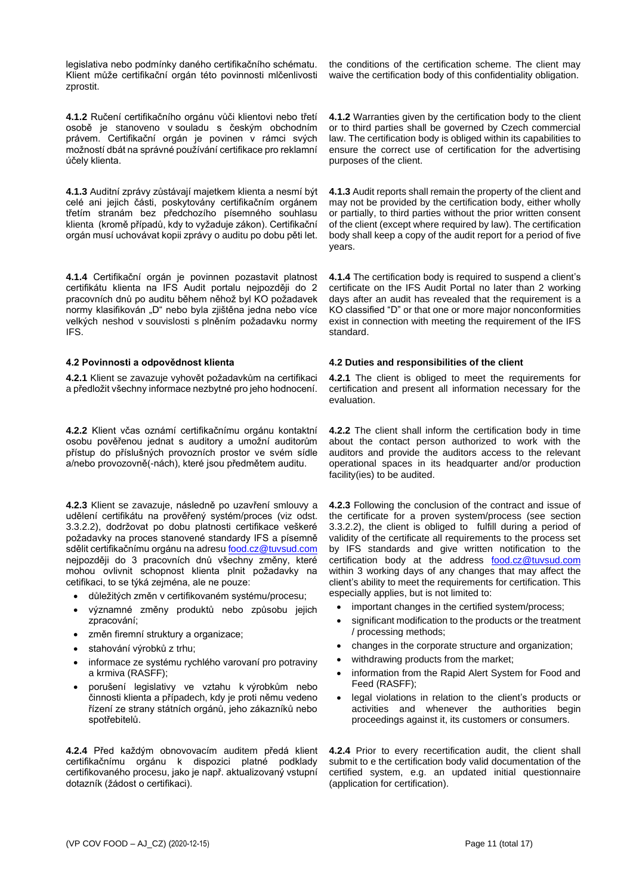legislativa nebo podmínky daného certifikačního schématu. Klient může certifikační orgán této povinnosti mlčenlivosti zprostit.

the conditions of the certification scheme. The client may waive the certification body of this confidentiality obligation.

**4.1.2** Ručení certifikačního orgánu vůči klientovi nebo třetí osobě je stanoveno v souladu s českým obchodním právem. Certifikační orgán je povinen v rámci svých možností dbát na správné používání certifikace pro reklamní účely klienta.

**4.1.2** Warranties given by the certification body to the client or to third parties shall be governed by Czech commercial law. The certification body is obliged within its capabilities to ensure the correct use of certification for the advertising purposes of the client.

**4.1.3** Auditní zprávy zůstávají majetkem klienta a nesmí být celé ani jejich části, poskytovány certifikačním orgánem třetím stranám bez předchozího písemného souhlasu klienta (kromě případů, kdy to vyžaduje zákon). Certifikační orgán musí uchovávat kopii zprávy o auditu po dobu pěti let.

**4.1.3** Audit reports shall remain the property of the client and may not be provided by the certification body, either wholly or partially, to third parties without the prior written consent of the client (except where required by law). The certification body shall keep a copy of the audit report for a period of five years.

**4.1.4** Certifikační orgán je povinnen pozastavit platnost certifikátu klienta na IFS Audit portalu nejpozději do 2 pracovních dnů po auditu během něhož byl KO požadavek normy klasifikován „D" nebo byla zjištěna jedna nebo více velkých neshod v souvislosti s plněním požadavku normy IFS.

**4.1.4** The certification body is required to suspend a client's certificate on the IFS Audit Portal no later than 2 working days after an audit has revealed that the requirement is a KO classified "D" or that one or more major nonconformities exist in connection with meeting the requirement of the IFS standard.

### 4.2 Povinnosti a odpovědnost klienta

### 4.2 Duties and responsibilities of the client

**4.2.1** Klient se zavazuje vyhovět požadavkům na certifikaci a předložit všechny informace nezbytné pro jeho hodnocení.

**4.2.1** The client is obliged to meet the requirements for certification and present all information necessary for the evaluation.

**4.2.2** Klient včas oznámí certifikačnímu orgánu kontaktní osobu pověřenou jednat s auditory a umožní auditorům přístup do příslušných provozních prostor ve svém sídle a/nebo provozovně(-nách), které jsou předmětem auditu.

**4.2.2** The client shall inform the certification body in time about the contact person authorized to work with the auditors and provide the auditors access to the relevant operational spaces in its headquarter and/or production facility(ies) to be audited.

**4.2.3** Klient se zavazuje, následně po uzavření smlouvy a udělení certifikátu na prověřený systém/proces (viz odst. 3.3.2.2), dodržovat po dobu platnosti certifikace veškeré požadavky na proces stanovené standardy IFS a písemně sdělit certifikačnímu orgánu na adresu food.cz@tuvsud.com nejpozději do 3 pracovních dnů všechny změny, které mohou ovlivnit schopnost klienta plnit požadavky na cetifikaci, to se týká zejména, ale ne pouze:

- důležitých změn v certifikovaném systému/procesu;
- významné změny produktů nebo způsobu jejich zpracování;
- změn firemní struktury a organizace;
- stahování výrobků z trhu;
- informace ze systému rychlého varovaní pro potraviny a krmiva (RASFF);
- porušení legislativy ve vztahu k výrobkům nebo činnosti klienta a případech, kdy je proti němu vedeno řízení ze strany státních orgánů, jeho zákazníků nebo spotřebitelů.

**4.2.3** Following the conclusion of the contract and issue of the certificate for a proven system/process (see section 3.3.2.2), the client is obliged to fulfill during a period of validity of the certificate all requirements to the process set by IFS standards and give written notification to the certification body at the address food.cz@tuvsud.com within 3 working days of any changes that may affect the client's ability to meet the requirements for certification. This especially applies, but is not limited to:

- important changes in the certified system/process;
- significant modification to the products or the treatment / processing methods;
- changes in the corporate structure and organization;
- withdrawing products from the market;
- information from the Rapid Alert System for Food and Feed (RASFF);
- legal violations in relation to the client's products or activities and whenever the authorities begin proceedings against it, its customers or consumers.

**4.2.4** Před každým obnovovacím auditem předá klient certifikačnímu orgánu k dispozici platné podklady certifikovaného procesu, jako je např. aktualizovaný vstupní dotazník (žádost o certifikaci).

**4.2.4** Prior to every recertification audit, the client shall submit to e the certification body valid documentation of the certified system, e.g. an updated initial questionnaire (application for certification).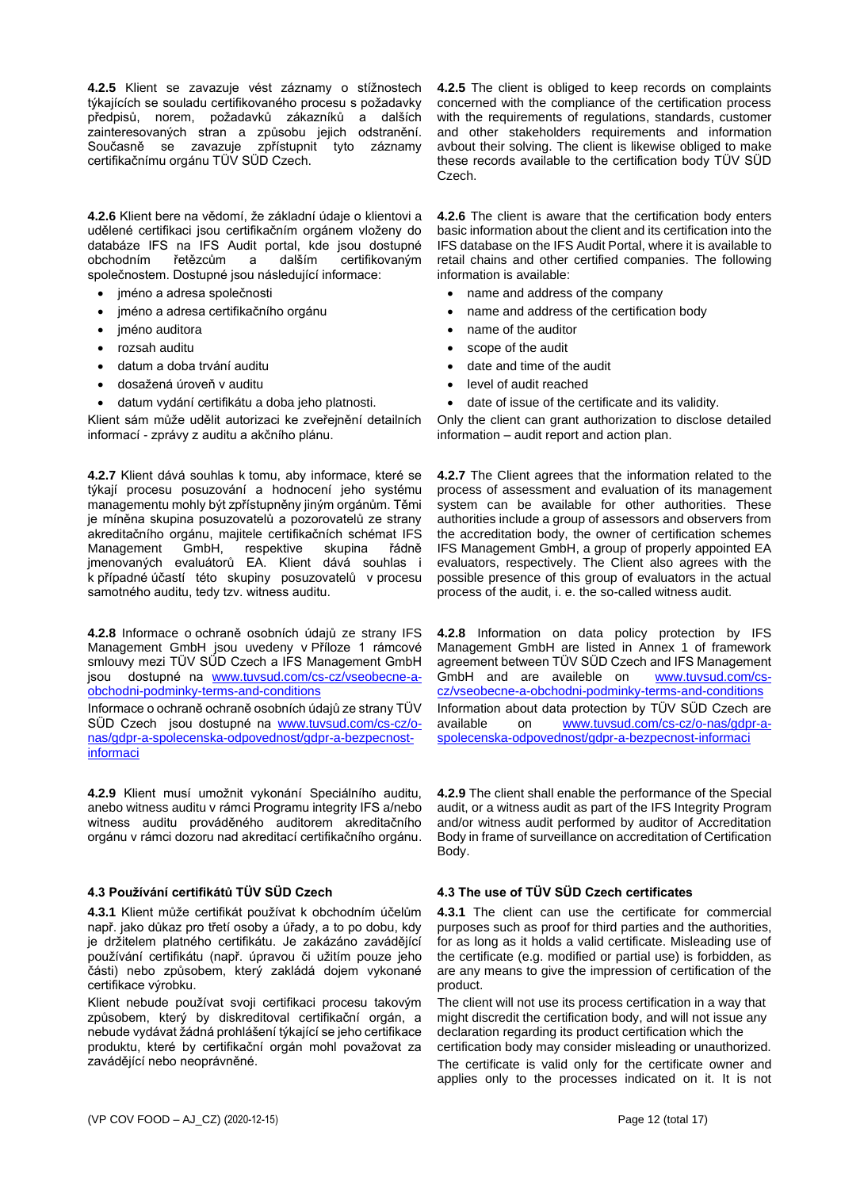**4.2.5** Klient se zavazuje vést záznamy o stížnostech týkajících se souladu certifikovaného procesu s požadavky předpisů, norem, požadavků zákazníků a dalších zainteresovaných stran a způsobu jejich odstranění. Současně se zavazuje zpřístupnit tyto záznamy certifikačnímu orgánu TÜV SÜD Czech.

**4.2.5** The client is obliged to keep records on complaints concerned with the compliance of the certification process with the requirements of regulations, standards, customer and other stakeholders requirements and information avbout their solving. The client is likewise obliged to make these records available to the certification body TÜV SÜD Czech.

**4.2.6** Klient bere na vědomí, že základní údaje o klientovi a udělené certifikaci jsou certifikačním orgánem vloženy do databáze IFS na IFS Audit portal, kde jsou dostupné obchodním řetězcům a dalším certifikovaným společnostem. Dostupné jsou následující informace:

- jméno a adresa společnosti
- jméno a adresa certifikačního orgánu
- jméno auditora
- rozsah auditu
- datum a doba trvání auditu
- dosažená úroveň v auditu
- datum vydání certifikátu a doba jeho platnosti.

Klient sám může udělit autorizaci ke zveřejnění detailních informací - zprávy z auditu a akčního plánu.

**4.2.6** The client is aware that the certification body enters basic information about the client and its certification into the IFS database on the IFS Audit Portal, where it is available to retail chains and other certified companies. The following information is available:

- name and address of the company
- name and address of the certification body
- name of the auditor
- scope of the audit
- date and time of the audit
- level of audit reached
- date of issue of the certificate and its validity.

Only the client can grant authorization to disclose detailed information – audit report and action plan.

**4.2.7** Klient dává souhlas k tomu, aby informace, které se týkají procesu posuzování a hodnocení jeho systému managementu mohly být zpřístupněny jiným orgánům. Těmi je míněna skupina posuzovatelů a pozorovatelů ze strany akreditačního orgánu, majitele certifikačních schémat IFS Management GmbH, respektive skupina řádně jmenovaných evaluátorů EA. Klient dává souhlas i k případné účastí této skupiny posuzovatelů v procesu samotného auditu, tedy tzv. witness auditu.

**4.2.7** The Client agrees that the information related to the process of assessment and evaluation of its management system can be available for other authorities. These authorities include a group of assessors and observers from the accreditation body, the owner of certification schemes IFS Management GmbH, a group of properly appointed EA evaluators, respectively. The Client also agrees with the possible presence of this group of evaluators in the actual process of the audit, i. e. the so-called witness audit.

**4.2.8** Informace o ochraně osobních údajů ze strany IFS Management GmbH jsou uvedeny v Příloze 1 rámcové smlouvy mezi TÜV SÜD Czech a IFS Management GmbH jsou dostupné na [www.tuvsud.com/cs-cz/vseobecne-a-obchodni-podminky-terms-and-conditions](www.tuvsud.com/cs-cz/vseobecne-a-obchodni-podminky-terms-and-conditions)

Informace o ochraně ochraně osobních údajů ze strany TÜV SÜD Czech jsou dostupné na [www.tuvsud.com/cs-cz/o-nas/gdpr-a-spolecenska-odpovednost/gdpr-a-bezpecnost-informaci](www.tuvsud.com/cs-cz/o-nas/gdpr-a-spolecenska-odpovednost/gdpr-a-bezpecnost-informaci)

**4.2.8** Information on data policy protection by IFS Management GmbH are listed in Annex 1 of framework agreement between TÜV SÜD Czech and IFS Management GmbH and are availeble on [www.tuvsud.com/cs-cz/vseobecne-a-obchodni-podminky-terms-and-conditions](www.tuvsud.com/cs-cz/vseobecne-a-obchodni-podminky-terms-and-conditions)

Information about data protection by TÜV SÜD Czech are available on [www.tuvsud.com/cs-cz/o-nas/gdpr-a-spolecenska-odpovednost/gdpr-a-bezpecnost-informaci](www.tuvsud.com/cs-cz/o-nas/gdpr-a-spolecenska-odpovednost/gdpr-a-bezpecnost-informaci)

**4.2.9** Klient musí umožnit vykonání Speciálního auditu, anebo witness auditu v rámci Programu integrity IFS a/nebo witness auditu prováděného auditorem akreditačního orgánu v rámci dozoru nad akreditací certifikačního orgánu.

**4.2.9** The client shall enable the performance of the Special audit, or a witness audit as part of the IFS Integrity Program and/or witness audit performed by auditor of Accreditation Body in frame of surveillance on accreditation of Certification Body.

### 4.3 Používání certifikátů TÜV SÜD Czech

**4.3.1** Klient může certifikát používat k obchodním účelům např. jako důkaz pro třetí osoby a úřady, a to po dobu, kdy je držitelem platného certifikátu. Je zakázáno zavádějící používání certifikátu (např. úpravou či užitím pouze jeho části) nebo způsobem, který zakládá dojem vykonané certifikace výrobku.

Klient nebude používat svoji certifikaci procesu takovým způsobem, který by diskreditoval certifikační orgán, a nebude vydávat žádná prohlášení týkající se jeho certifikace produktu, které by certifikační orgán mohl považovat za zavádějící nebo neoprávněné.

### 4.3 The use of TÜV SÜD Czech certificates

**4.3.1** The client can use the certificate for commercial purposes such as proof for third parties and the authorities, for as long as it holds a valid certificate. Misleading use of the certificate (e.g. modified or partial use) is forbidden, as are any means to give the impression of certification of the product.

The client will not use its process certification in a way that might discredit the certification body, and will not issue any declaration regarding its product certification which the certification body may consider misleading or unauthorized.

The certificate is valid only for the certificate owner and applies only to the processes indicated on it. It is not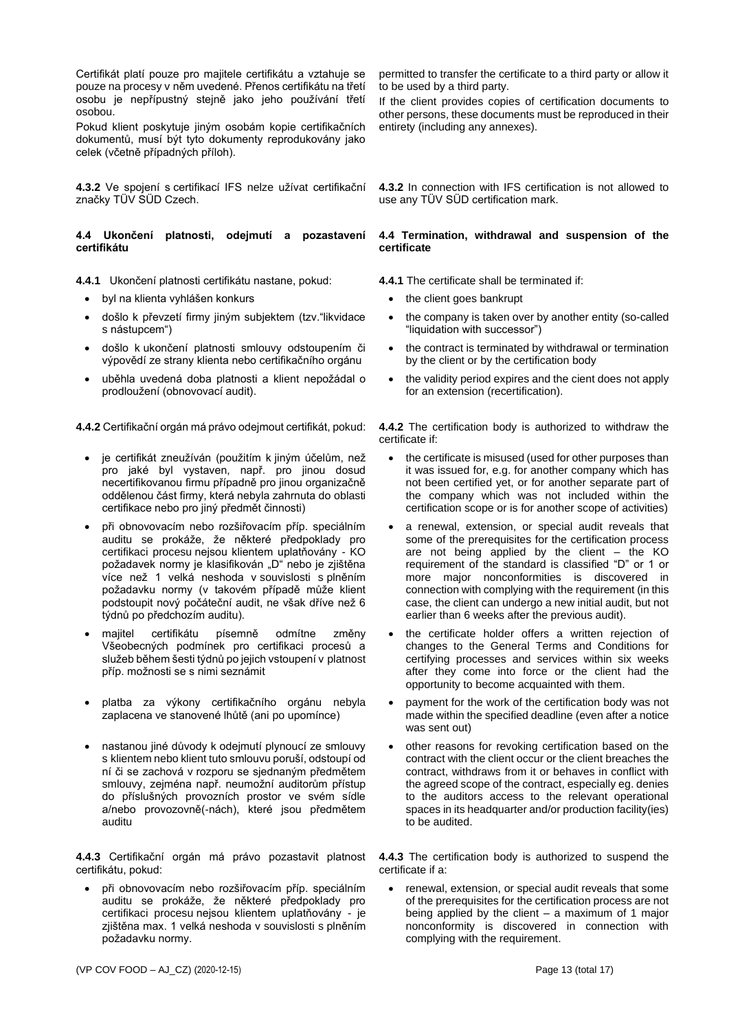Certifikát platí pouze pro majitele certifikátu a vztahuje se pouze na procesy v něm uvedené. Přenos certifikátu na třetí osobu je nepřípustný stejně jako jeho používání třetí osobou.

Pokud klient poskytuje jiným osobám kopie certifikačních dokumentů, musí být tyto dokumenty reprodukovány jako celek (včetně případných příloh).

**4.3.2** Ve spojení s certifikací IFS nelze užívat certifikační značky TÜV SÜD Czech.

**4.4 Ukončení platnosti, odejmutí a pozastavení certifikátu**

**4.4.1** Ukončení platnosti certifikátu nastane, pokud:

- byl na klienta vyhlášen konkurs
- došlo k převzetí firmy jiným subjektem (tzv."likvidace s nástupcem")
- došlo k ukončení platnosti smlouvy odstoupením či výpovědí ze strany klienta nebo certifikačního orgánu
- uběhla uvedená doba platnosti a klient nepožádal o prodloužení (obnovovací audit).

**4.4.2** Certifikační orgán má právo odejmout certifikát, pokud:

- je certifikát zneužíván (použitím k jiným účelům, než pro jaké byl vystaven, např. pro jinou dosud necertifikovanou firmu případně pro jinou organizačně oddělenou část firmy, která nebyla zahrnuta do oblasti certifikace nebo pro jiný předmět činnosti)
- při obnovovacím nebo rozšiřovacím příp. speciálním auditu se prokáže, že některé předpoklady pro certifikaci procesu nejsou klientem uplatňovány - KO požadavek normy je klasifikován „D" nebo je zjištěna více než 1 velká neshoda v souvislosti s plněním požadavku normy (v takovém případě může klient podstoupit nový počáteční audit, ne však dříve než 6 týdnů po předchozím auditu).
- majitel certifikátu písemně odmítne změny Všeobecných podmínek pro certifikaci procesů a služeb během šesti týdnů po jejich vstoupení v platnost příp. možnosti se s nimi seznámit
- platba za výkony certifikačního orgánu nebyla zaplacena ve stanovené lhůtě (ani po upomínce)
- nastanou jiné důvody k odejmutí plynoucí ze smlouvy s klientem nebo klient tuto smlouvu poruší, odstoupí od ní či se zachová v rozporu se sjednaným předmětem smlouvy, zejména např. neumožní auditorům přístup do příslušných provozních prostor ve svém sídle a/nebo provozovně(-nách), které jsou předmětem auditu

**4.4.3** Certifikační orgán má právo pozastavit platnost certifikátu, pokud:

- při obnovovacím nebo rozšiřovacím příp. speciálním auditu se prokáže, že některé předpoklady pro certifikaci procesu nejsou klientem uplatňovány - je zjištěna max. 1 velká neshoda v souvislosti s plněním požadavku normy.

permitted to transfer the certificate to a third party or allow it to be used by a third party.

If the client provides copies of certification documents to other persons, these documents must be reproduced in their entirety (including any annexes).

**4.3.2** In connection with IFS certification is not allowed to use any TÜV SÜD certification mark.

**4.4 Termination, withdrawal and suspension of the certificate**

**4.4.1** The certificate shall be terminated if:

- the client goes bankrupt
- the company is taken over by another entity (so-called "liquidation with successor")
- the contract is terminated by withdrawal or termination by the client or by the certification body
- the validity period expires and the cient does not apply for an extension (recertification).

**4.4.2** The certification body is authorized to withdraw the certificate if:

- the certificate is misused (used for other purposes than it was issued for, e.g. for another company which has not been certified yet, or for another separate part of the company which was not included within the certification scope or is for another scope of activities)
- a renewal, extension, or special audit reveals that some of the prerequisites for the certification process are not being applied by the client – the KO requirement of the standard is classified "D" or 1 or more major nonconformities is discovered in connection with complying with the requirement (in this case, the client can undergo a new initial audit, but not earlier than 6 weeks after the previous audit).
- the certificate holder offers a written rejection of changes to the General Terms and Conditions for certifying processes and services within six weeks after they come into force or the client had the opportunity to become acquainted with them.
- payment for the work of the certification body was not made within the specified deadline (even after a notice was sent out)
- other reasons for revoking certification based on the contract with the client occur or the client breaches the contract, withdraws from it or behaves in conflict with the agreed scope of the contract, especially eg. denies to the auditors access to the relevant operational spaces in its headquarter and/or production facility(ies) to be audited.

**4.4.3** The certification body is authorized to suspend the certificate if a:

- renewal, extension, or special audit reveals that some of the prerequisites for the certification process are not being applied by the client – a maximum of 1 major nonconformity is discovered in connection with complying with the requirement.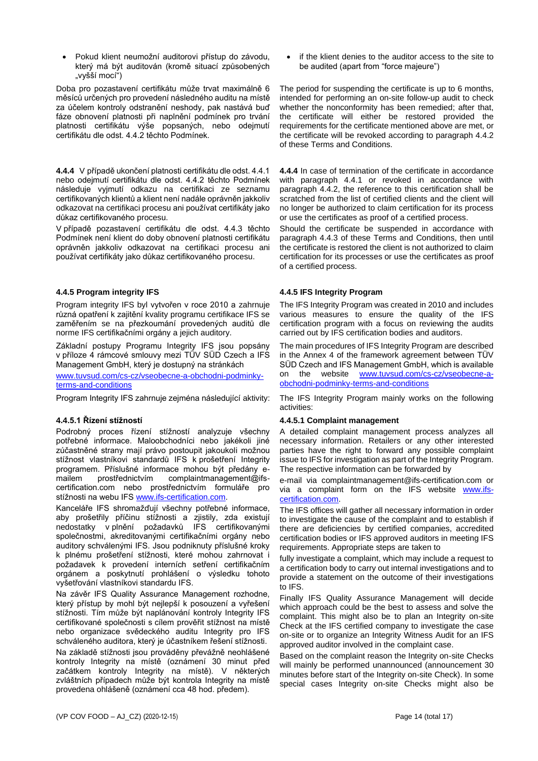- Pokud klient neumožní auditorovi přístup do závodu, který má být auditován (kromě situací způsobených „vyšší mocí“)

Doba pro pozastavení certifikátu může trvat maximálně 6 měsíců určených pro provedení následného auditu na místě za účelem kontroly odstranění neshody, pak nastává buď fáze obnovení platnosti při naplnění podmínek pro trvání platnosti certifikátu výše popsaných, nebo odejmutí certifikátu dle odst. 4.4.2 těchto Podmínek.

**4.4.4** V případě ukončení platnosti certifikátu dle odst. 4.4.1 nebo odejmutí certifikátu dle odst. 4.4.2 těchto Podmínek následuje vyjmutí odkazu na certifikaci ze seznamu certifikovaných klientů a klient není nadále oprávněn jakkoliv odkazovat na certifikaci procesu ani používat certifikáty jako důkaz certifikovaného procesu.

V případě pozastavení certifikátu dle odst. 4.4.3 těchto Podmínek není klient do doby obnovení platnosti certifikátu oprávněn jakkoliv odkazovat na certifikaci procesu ani používat certifikáty jako důkaz certifikovaného procesu.

**4.4.5 Program integrity IFS**

Program integrity IFS byl vytvořen v roce 2010 a zahrnuje různá opatření k zajištění kvality programu certifikace IFS se zaměřením se na přezkoumání provedených auditů dle normě IFS certifikačními orgány a jejich auditory.

Základní postupy Programu Integrity IFS jsou popsány v příloze 4 rámcové smlouvy mezi TÜV SÜD Czech a IFS Management GmbH, který je dostupný na stránkách [www.tuvsud.com/cs-cz/vseobecne-a-obchodni-podminky-terms-and-conditions](www.tuvsud.com/cs-cz/vseobecne-a-obchodni-podminky-terms-and-conditions)

Program Integrity IFS zahrnuje zejména následující aktivity:

**4.4.5.1 Řízení stížností**

Podrobný proces řízení stížností analyzuje všechny potřebné informace. Maloobchodníci nebo jakékoli jiné zúčastněné strany mají právo postoupit jakoukoli možnou stížnost vlastníkovi standardů IFS k prošetření Integrity programem. Příslušné informace mohou být předány e-mailem prostřednictvím complaintmanagement@ifs-certification.com nebo prostřednictvím formuláře pro stížnosti na webu IFS [www.ifs-certification.com](www.ifs-certification.com).

Kanceláře IFS shromažďují všechny potřebné informace, aby prošetřily příčinu stížnosti a zjistily, zda existují nedostatky v plnění požadavků IFS certifikovanými společnostmi, akreditovanými certifikačními orgány nebo auditory schválenými IFS. Jsou podniknuty příslušné kroky k plnému prošetření stížnosti, které mohou zahrnovat i požadavek k provedení interních setření certifikačním orgánem a poskytnutí prohlášení o výsledku tohoto vyšetřování vlastníkovi standardu IFS.

Na závěr IFS Quality Assurance Management rozhodne, který přístup by mohl být nejlepší k posouzení a vyřešení stížnosti. Tím může být naplánování kontroly Integrity IFS certifikované společnosti s cílem prověřit stížnost na místě nebo organizace svědeckého auditu Integrity pro IFS schváleného auditora, který je účastníkem řešení stížnosti.

Na základě stížnosti jsou prováděny převážně neohlášené kontroly Integrity na místě (oznámení 30 minut před začátkem kontroly Integrity na místě). V některých zvláštních případech může být kontrola Integrity na místě provedena ohlášeně (oznámení cca 48 hod. předem).

- if the klient denies to the auditor access to the site to be audited (apart from “force majeure”)

The period for suspending the certificate is up to 6 months, intended for performing an on-site follow-up audit to check whether the nonconformity has been remedied; after that, the certificate will either be restored provided the requirements for the certificate mentioned above are met, or the certificate will be revoked according to paragraph 4.4.2 of these Terms and Conditions.

**4.4.4** In case of termination of the certificate in accordance with paragraph 4.4.1 or revoked in accordance with paragraph 4.4.2, the reference to this certification shall be scratched from the list of certified clients and the client will no longer be authorized to claim certification for its process or use the certificates as proof of a certified process.

Should the certificate be suspended in accordance with paragraph 4.4.3 of these Terms and Conditions, then until the certificate is restored the client is not authorized to claim certification for its processes or use the certificates as proof of a certified process.

**4.4.5 IFS Integrity Program**

The IFS Integrity Program was created in 2010 and includes various measures to ensure the quality of the IFS certification program with a focus on reviewing the audits carried out by IFS certification bodies and auditors.

The main procedures of IFS Integrity Program are described in the Annex 4 of the framework agreement between TÜV SÜD Czech and IFS Management GmbH, which is available on the website [www.tuvsud.com/cs-cz/vseobecne-a-obchodni-podminky-terms-and-conditions](www.tuvsud.com/cs-cz/vseobecne-a-obchodni-podminky-terms-and-conditions)

The IFS Integrity Program mainly works on the following activities:

**4.4.5.1 Complaint management**

A detailed complaint management process analyzes all necessary information. Retailers or any other interested parties have the right to forward any possible complaint issue to IFS for investigation as part of the Integrity Program. The respective information can be forwarded by e-mail via complaintmanagement@ifs-certification.com or via a complaint form on the IFS website [www.ifs-certification.com](www.ifs-certification.com).

The IFS offices will gather all necessary information in order to investigate the cause of the complaint and to establish if there are deficiencies by certified companies, accredited certification bodies or IFS approved auditors in meeting IFS requirements. Appropriate steps are taken to fully investigate a complaint, which may include a request to a certification body to carry out internal investigations and to provide a statement on the outcome of their investigations to IFS.

Finally IFS Quality Assurance Management will decide which approach could be the best to assess and solve the complaint. This might also be to plan an Integrity on-site Check at the IFS certified company to investigate the case on-site or to organize an Integrity Witness Audit for an IFS approved auditor involved in the complaint case.

Based on the complaint reason the Integrity on-site Checks will mainly be performed unannounced (announcement 30 minutes before start of the Integrity on-site Check). In some special cases Integrity on-site Checks might also be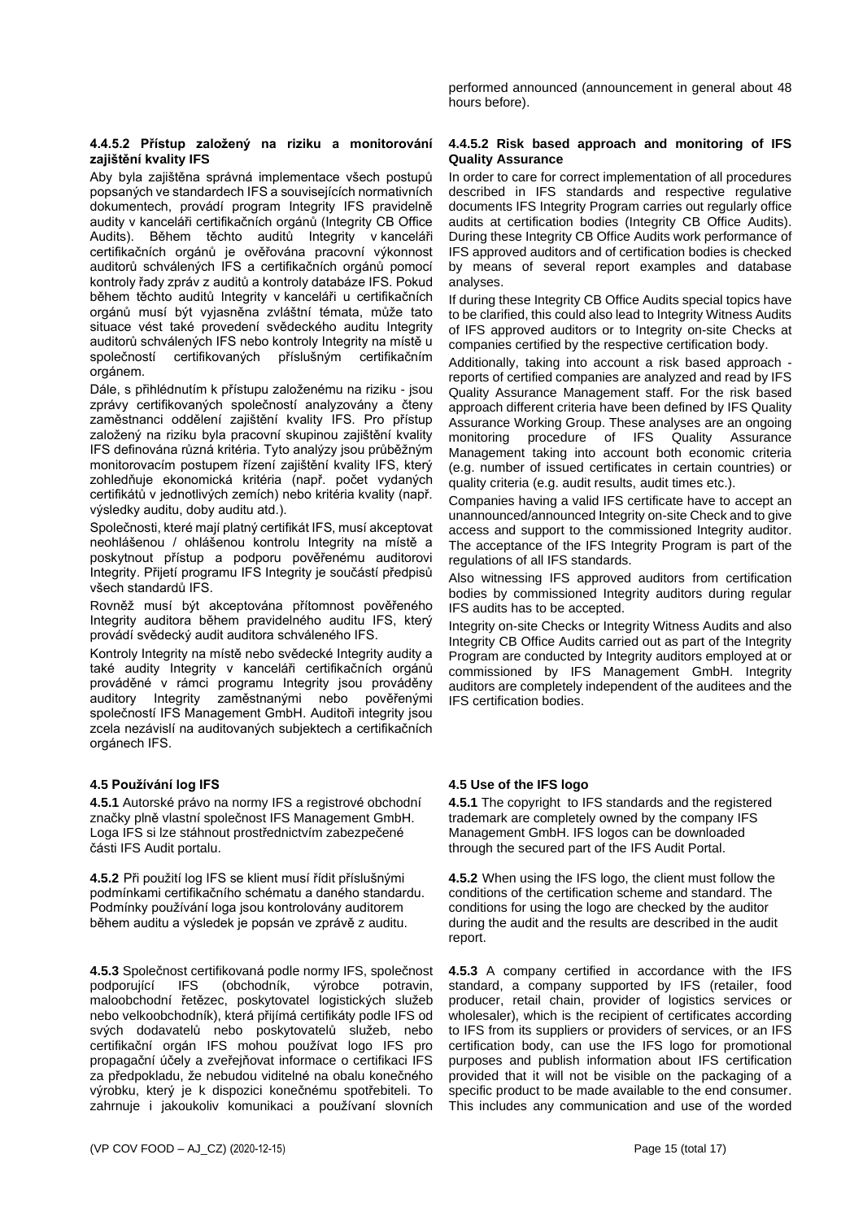performed announced (announcement in general about 48 hours before).

#### 4.4.5.2 Přístup založený na riziku a monitorování zajištění kvality IFS

Aby byla zajištěna správná implementace všech postupů popsaných ve standardech IFS a souvisejících normativních dokumentech, provádí program Integrity IFS pravidelně audity v kanceláři certifikačních orgánů (Integrity CB Office Audits). Během těchto auditů Integrity v kanceláři certifikačních orgánů je ověřována pracovní výkonnost auditorů schválených IFS a certifikačních orgánů pomocí kontroly řady zpráv z auditů a kontroly databáze IFS. Pokud během těchto auditů Integrity v kanceláři u certifikačních orgánů musí být vyjasněna zvláštní témata, může tato situace vést také provedení svědeckého auditu Integrity auditorů schválených IFS nebo kontroly Integrity na místě u společností certifikovaných příslušným certifikačním orgánem.

Dále, s přihlédnutím k přístupu založenému na riziku - jsou zprávy certifikovaných společností analyzovány a čteny zaměstnanci oddělení zajištění kvality IFS. Pro přístup založený na riziku byla pracovní skupinou zajištění kvality IFS definována různá kritéria. Tyto analýzy jsou průběžným monitorovacím postupem řízení zajištění kvality IFS, který zohledňuje ekonomická kritéria (např. počet vydaných certifikátů v jednotlivých zemích) nebo kritéria kvality (např. výsledky auditu, doby auditu atd.).

Společnosti, které mají platný certifikát IFS, musí akceptovat neohlášenou / ohlášenou kontrolu Integrity na místě a poskytnout přístup a podporu pověřenému auditorovi Integrity. Přijetí programu IFS Integrity je součástí předpisů všech standardů IFS.

Rovněž musí být akceptována přítomnost pověřeného Integrity auditora během pravidelného auditu IFS, který provádí svědecký audit auditora schváleného IFS.

Kontroly Integrity na místě nebo svědecké Integrity audity a také audity Integrity v kanceláři certifikačních orgánů prováděné v rámci programu Integrity jsou prováděny auditory Integrity zaměstnanými nebo pověřenými společností IFS Management GmbH. Auditoři integrity jsou zcela nezávislí na auditovaných subjektech a certifikačních orgánech IFS.

#### 4.4.5.2 Risk based approach and monitoring of IFS Quality Assurance

In order to care for correct implementation of all procedures described in IFS standards and respective regulative documents IFS Integrity Program carries out regularly office audits at certification bodies (Integrity CB Office Audits). During these Integrity CB Office Audits work performance of IFS approved auditors and of certification bodies is checked by means of several report examples and database analyses.

If during these Integrity CB Office Audits special topics have to be clarified, this could also lead to Integrity Witness Audits of IFS approved auditors or to Integrity on-site Checks at companies certified by the respective certification body.

Additionally, taking into account a risk based approach - reports of certified companies are analyzed and read by IFS Quality Assurance Management staff. For the risk based approach different criteria have been defined by IFS Quality Assurance Working Group. These analyses are an ongoing monitoring procedure of IFS Quality Assurance Management taking into account both economic criteria (e.g. number of issued certificates in certain countries) or quality criteria (e.g. audit results, audit times etc.).

Companies having a valid IFS certificate have to accept an unannounced/announced Integrity on-site Check and to give access and support to the commissioned Integrity auditor. The acceptance of the IFS Integrity Program is part of the regulations of all IFS standards.

Also witnessing IFS approved auditors from certification bodies by commissioned Integrity auditors during regular IFS audits has to be accepted.

Integrity on-site Checks or Integrity Witness Audits and also Integrity CB Office Audits carried out as part of the Integrity Program are conducted by Integrity auditors employed at or commissioned by IFS Management GmbH. Integrity auditors are completely independent of the auditees and the IFS certification bodies.

### 4.5 Používání log IFS

**4.5.1** Autorské právo na normy IFS a registrové obchodní značky plně vlastní společnost IFS Management GmbH. Loga IFS si lze stáhnout prostřednictvím zabezpečené části IFS Audit portalu.

**4.5.2** Při použití log IFS se klient musí řídit příslušnými podmínkami certifikačního schématu a daného standardu. Podmínky používání loga jsou kontrolovány auditorem během auditu a výsledek je popsán ve zprávě z auditu.

**4.5.3** Společnost certifikovaná podle normy IFS, společnost podporující IFS (obchodník, výrobce potravin, maloobchodní řetězec, poskytovatel logistických služeb nebo velkoobchodník), která přijímá certifikáty podle IFS od svých dodavatelů nebo poskytovatelů služeb, nebo certifikační orgán IFS mohou používat logo IFS pro propagační účely a zveřejňovat informace o certifikaci IFS za předpokladu, že nebudou viditelné na obalu konečného výrobku, který je k dispozici konečnému spotřebiteli. To zahrnuje i jakoukoliv komunikaci a používání slovních

### 4.5 Use of the IFS logo

**4.5.1** The copyright to IFS standards and the registered trademark are completely owned by the company IFS Management GmbH. IFS logos can be downloaded through the secured part of the IFS Audit Portal.

**4.5.2** When using the IFS logo, the client must follow the conditions of the certification scheme and standard. The conditions for using the logo are checked by the auditor during the audit and the results are described in the audit report.

**4.5.3** A company certified in accordance with the IFS standard, a company supported by IFS (retailer, food producer, retail chain, provider of logistics services or wholesaler), which is the recipient of certificates according to IFS from its suppliers or providers of services, or an IFS certification body, can use the IFS logo for promotional purposes and publish information about IFS certification provided that it will not be visible on the packaging of a specific product to be made available to the end consumer. This includes any communication and use of the worded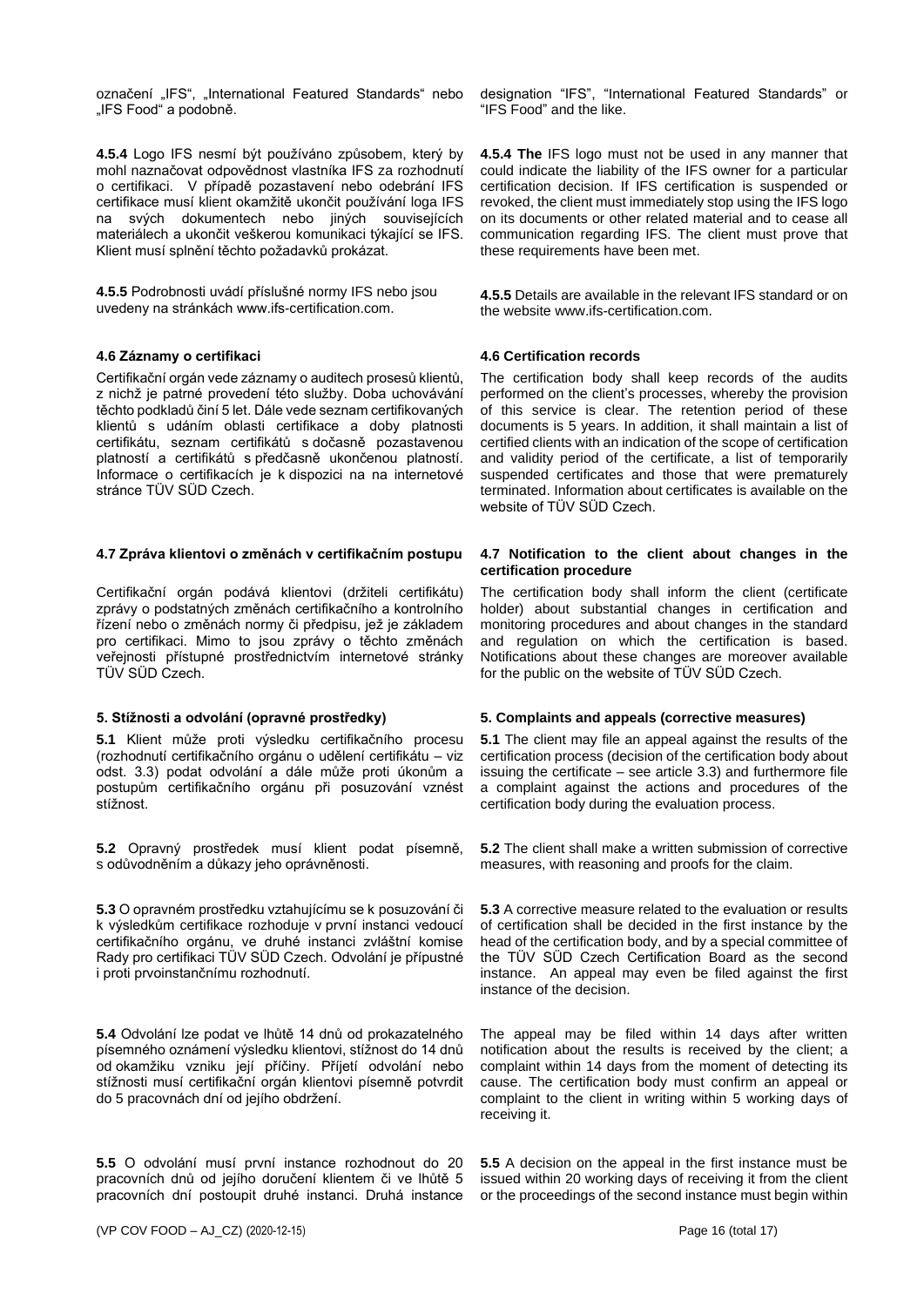označení „IFS", „International Featured Standards" nebo „IFS Food" a podobně.

designation "IFS", "International Featured Standards" or "IFS Food" and the like.

**4.5.4** Logo IFS nesmí být používáno způsobem, který by mohl naznačovat odpovědnost vlastníka IFS za rozhodnutí o certifikaci. V případě pozastavení nebo odebrání IFS certifikace musí klient okamžitě ukončit používání loga IFS na svých dokumentech nebo jiných souvisejících materiálech a ukončit veškerou komunikaci týkající se IFS. Klient musí splnění těchto požadavků prokázat.

**4.5.4 The** IFS logo must not be used in any manner that could indicate the liability of the IFS owner for a particular certification decision. If IFS certification is suspended or revoked, the client must immediately stop using the IFS logo on its documents or other related material and to cease all communication regarding IFS. The client must prove that these requirements have been met.

**4.5.5** Podrobnosti uvádí příslušné normy IFS nebo jsou uvedeny na stránkách www.ifs-certification.com.

**4.5.5** Details are available in the relevant IFS standard or on the website www.ifs-certification.com.

#### 4.6 Záznamy o certifikaci

Certifikační orgán vede záznamy o auditech prosesů klientů, z nichž je patrné provedení této služby. Doba uchovávání těchto podkladů činí 5 let. Dále vede seznam certifikovaných klientů s udáním oblasti certifikace a doby platnosti certifikátu, seznam certifikátů s dočasně pozastavenou platností a certifikátů s předčasně ukončenou platností. Informace o certifikacích je k dispozici na na internetové stránce TÜV SÜD Czech.

#### 4.6 Certification records

The certification body shall keep records of the audits performed on the client's processes, whereby the provision of this service is clear. The retention period of these documents is 5 years. In addition, it shall maintain a list of certified clients with an indication of the scope of certification and validity period of the certificate, a list of temporarily suspended certificates and those that were prematurely terminated. Information about certificates is available on the website of TÜV SÜD Czech.

#### 4.7 Zpráva klientovi o změnách v certifikačním postupu

Certifikační orgán podává klientovi (držiteli certifikátu) zprávy o podstatných změnách certifikačního a kontrolního řízení nebo o změnách normy či předpisu, jež je základem pro certifikaci. Mimo to jsou zprávy o těchto změnách veřejnosti přístupné prostřednictvím internetové stránky TÜV SÜD Czech.

#### 4.7 Notification to the client about changes in the certification procedure

The certification body shall inform the client (certificate holder) about substantial changes in certification and monitoring procedures and about changes in the standard and regulation on which the certification is based. Notifications about these changes are moreover available for the public on the website of TÜV SÜD Czech.

### 5. Stížnosti a odvolání (opravné prostředky)

**5.1** Klient může proti výsledku certifikačního procesu (rozhodnutí certifikačního orgánu o udělení certifikátu – viz odst. 3.3) podat odvolání a dále může proti úkonům a postupům certifikačního orgánu při posuzování vznést stížnost.

**5.2** Opravný prostředek musí klient podat písemně, s odůvodněním a důkazy jeho oprávněnosti.

**5.3** O opravném prostředku vztahujícímu se k posuzování či k výsledkům certifikace rozhoduje v první instanci vedoucí certifikačního orgánu, ve druhé instanci zvláštní komise Rady pro certifikaci TÜV SÜD Czech. Odvolání je přípustné i proti prvoinstančnímu rozhodnutí.

**5.4** Odvolání lze podat ve lhůtě 14 dnů od prokazatelného písemného oznámení výsledku klientovi, stížnost do 14 dnů od okamžiku vzniku její příčiny. Přijetí odvolání nebo stížnosti musí certifikační orgán klientovi písemně potvrdit do 5 pracovnách dní od jejího obdržení.

**5.5** O odvolání musí první instance rozhodnout do 20 pracovních dnů od jejího doručení klientem či ve lhůtě 5 pracovních dní postoupit druhé instanci. Druhá instance

### 5. Complaints and appeals (corrective measures)

**5.1** The client may file an appeal against the results of the certification process (decision of the certification body about issuing the certificate – see article 3.3) and furthermore file a complaint against the actions and procedures of the certification body during the evaluation process.

**5.2** The client shall make a written submission of corrective measures, with reasoning and proofs for the claim.

**5.3** A corrective measure related to the evaluation or results of certification shall be decided in the first instance by the head of the certification body, and by a special committee of the TÜV SÜD Czech Certification Board as the second instance. An appeal may even be filed against the first instance of the decision.

The appeal may be filed within 14 days after written notification about the results is received by the client; a complaint within 14 days from the moment of detecting its cause. The certification body must confirm an appeal or complaint to the client in writing within 5 working days of receiving it.

**5.5** A decision on the appeal in the first instance must be issued within 20 working days of receiving it from the client or the proceedings of the second instance must begin within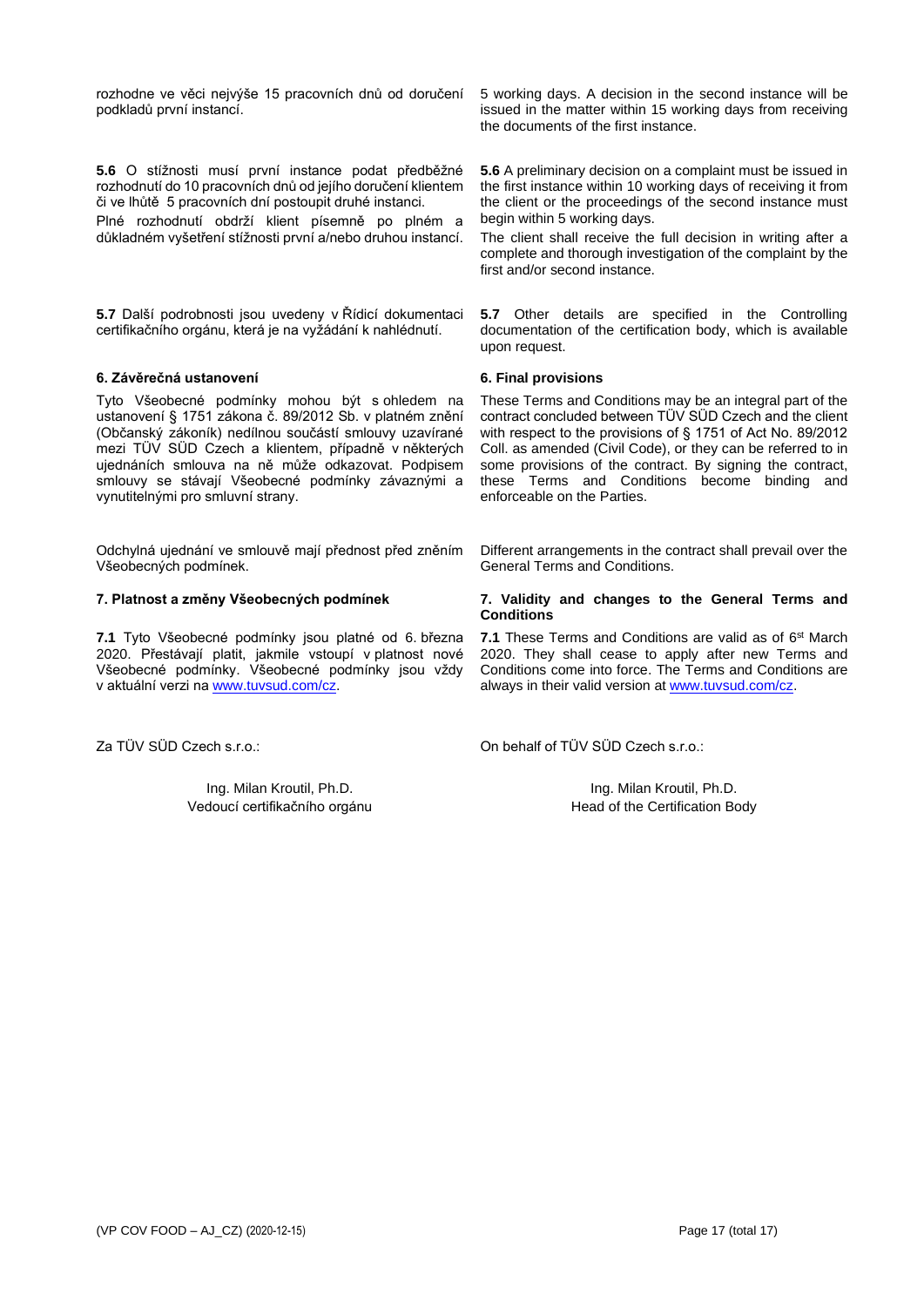rozhodne ve věci nejvýše 15 pracovních dnů od doručení podkladů první instancí.

5 working days. A decision in the second instance will be issued in the matter within 15 working days from receiving the documents of the first instance.

**5.6** O stížnosti musí první instance podat předběžné rozhodnutí do 10 pracovních dnů od jejího doručení klientem či ve lhůtě 5 pracovních dní postoupit druhé instanci.

Plné rozhodnutí obdrží klient písemně po plném a důkladném vyšetření stížnosti první a/nebo druhou instancí.

**5.6** A preliminary decision on a complaint must be issued in the first instance within 10 working days of receiving it from the client or the proceedings of the second instance must begin within 5 working days.

The client shall receive the full decision in writing after a complete and thorough investigation of the complaint by the first and/or second instance.

**5.7** Další podrobnosti jsou uvedeny v Řídicí dokumentaci certifikačního orgánu, která je na vyžádání k nahlédnutí.

**5.7** Other details are specified in the Controlling documentation of the certification body, which is available upon request.

### 6. Závěrečná ustanovení

Tyto Všeobecné podmínky mohou být s ohledem na ustanovení § 1751 zákona č. 89/2012 Sb. v platném znění (Občanský zákoník) nedílnou součástí smlouvy uzavírané mezi TÜV SÜD Czech a klientem, případně v některých ujednáních smlouva na ně může odkazovat. Podpisem smlouvy se stávají Všeobecné podmínky závaznými a vynutitelnými pro smluvní strany.

Odchylná ujednání ve smlouvě mají přednost před zněním Všeobecných podmínek.

### 6. Final provisions

These Terms and Conditions may be an integral part of the contract concluded between TÜV SÜD Czech and the client with respect to the provisions of § 1751 of Act No. 89/2012 Coll. as amended (Civil Code), or they can be referred to in some provisions of the contract. By signing the contract, these Terms and Conditions become binding and enforceable on the Parties.

Different arrangements in the contract shall prevail over the General Terms and Conditions.

### 7. Platnost a změny Všeobecných podmínek

**7.1** Tyto Všeobecné podmínky jsou platné od 6. března 2020. Přestávají platit, jakmile vstoupí v platnost nové Všeobecné podmínky. Všeobecné podmínky jsou vždy v aktuální verzi na www.tuvsud.com/cz.

### 7. Validity and changes to the General Terms and Conditions

**7.1** These Terms and Conditions are valid as of 6st March 2020. They shall cease to apply after new Terms and Conditions come into force. The Terms and Conditions are always in their valid version at www.tuvsud.com/cz.

Za TÜV SÜD Czech s.r.o.:

Ing. Milan Kroutil, Ph.D.
Vedoucí certifikačního orgánu

On behalf of TÜV SÜD Czech s.r.o.:

Ing. Milan Kroutil, Ph.D.
Head of the Certification Body

(VP COV FOOD – AJ_CZ) (2020-12-15)